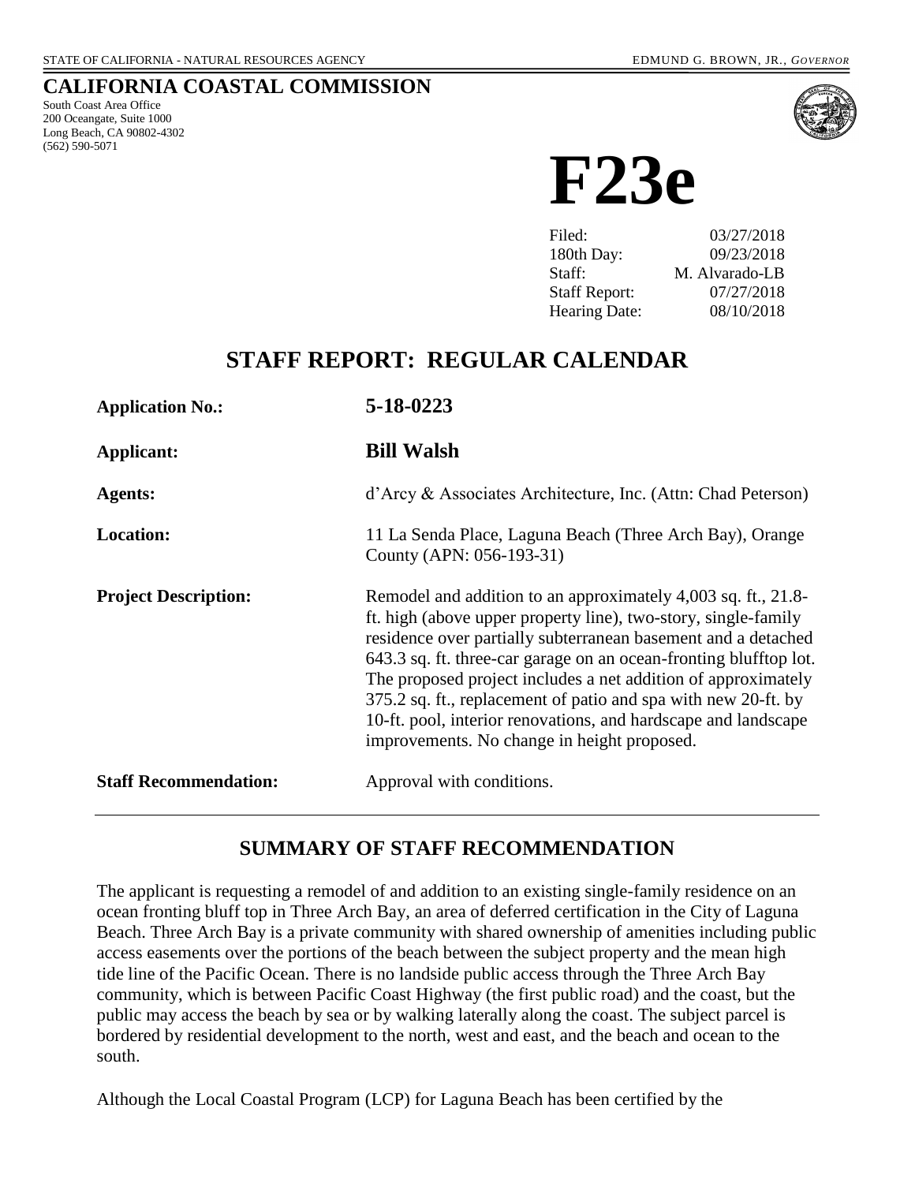STATE OF CALIFORNIA - NATURAL RESOURCES AGENCY EDMUND G. BROWN, JR., *GOVERNOR*

# CALIFORNIA COASTAL COMMISSION

South Coast Area Office
200 Oceangate, Suite 1000
Long Beach, CA 90802-4302
(562) 590-5071

# F23e

| | |
|---|---|
| Filed: | 03/27/2018 |
| 180th Day: | 09/23/2018 |
| Staff: | M. Alvarado-LB |
| Staff Report: | 07/27/2018 |
| Hearing Date: | 08/10/2018 |

## STAFF REPORT: REGULAR CALENDAR

| | |
|---|---|
| **Application No.:** | **5-18-0223** |
| **Applicant:** | **Bill Walsh** |
| **Agents:** | d'Arcy & Associates Architecture, Inc. (Attn: Chad Peterson) |
| **Location:** | 11 La Senda Place, Laguna Beach (Three Arch Bay), Orange County (APN: 056-193-31) |
| **Project Description:** | Remodel and addition to an approximately 4,003 sq. ft., 21.8-ft. high (above upper property line), two-story, single-family residence over partially subterranean basement and a detached 643.3 sq. ft. three-car garage on an ocean-fronting blufftop lot. The proposed project includes a net addition of approximately 375.2 sq. ft., replacement of patio and spa with new 20-ft. by 10-ft. pool, interior renovations, and hardscape and landscape improvements. No change in height proposed. |
| **Staff Recommendation:** | Approval with conditions. |

## SUMMARY OF STAFF RECOMMENDATION

The applicant is requesting a remodel of and addition to an existing single-family residence on an ocean fronting bluff top in Three Arch Bay, an area of deferred certification in the City of Laguna Beach. Three Arch Bay is a private community with shared ownership of amenities including public access easements over the portions of the beach between the subject property and the mean high tide line of the Pacific Ocean. There is no landside public access through the Three Arch Bay community, which is between Pacific Coast Highway (the first public road) and the coast, but the public may access the beach by sea or by walking laterally along the coast. The subject parcel is bordered by residential development to the north, west and east, and the beach and ocean to the south.

Although the Local Coastal Program (LCP) for Laguna Beach has been certified by the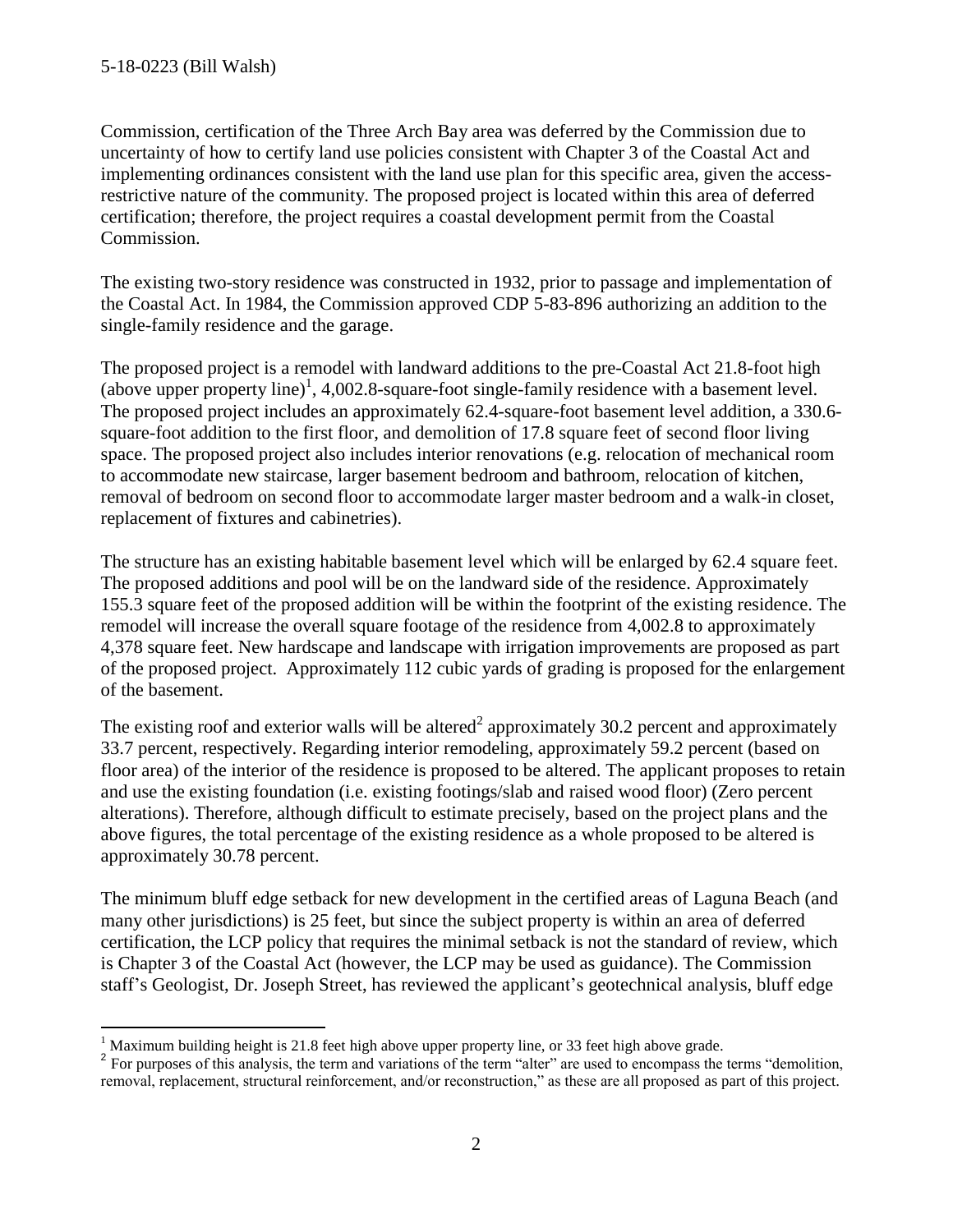Commission, certification of the Three Arch Bay area was deferred by the Commission due to uncertainty of how to certify land use policies consistent with Chapter 3 of the Coastal Act and implementing ordinances consistent with the land use plan for this specific area, given the access-restrictive nature of the community. The proposed project is located within this area of deferred certification; therefore, the project requires a coastal development permit from the Coastal Commission.

The existing two-story residence was constructed in 1932, prior to passage and implementation of the Coastal Act. In 1984, the Commission approved CDP 5-83-896 authorizing an addition to the single-family residence and the garage.

The proposed project is a remodel with landward additions to the pre-Coastal Act 21.8-foot high (above upper property line)[1], 4,002.8-square-foot single-family residence with a basement level. The proposed project includes an approximately 62.4-square-foot basement level addition, a 330.6-square-foot addition to the first floor, and demolition of 17.8 square feet of second floor living space. The proposed project also includes interior renovations (e.g. relocation of mechanical room to accommodate new staircase, larger basement bedroom and bathroom, relocation of kitchen, removal of bedroom on second floor to accommodate larger master bedroom and a walk-in closet, replacement of fixtures and cabinetries).

The structure has an existing habitable basement level which will be enlarged by 62.4 square feet. The proposed additions and pool will be on the landward side of the residence. Approximately 155.3 square feet of the proposed addition will be within the footprint of the existing residence. The remodel will increase the overall square footage of the residence from 4,002.8 to approximately 4,378 square feet. New hardscape and landscape with irrigation improvements are proposed as part of the proposed project. Approximately 112 cubic yards of grading is proposed for the enlargement of the basement.

The existing roof and exterior walls will be altered[2] approximately 30.2 percent and approximately 33.7 percent, respectively. Regarding interior remodeling, approximately 59.2 percent (based on floor area) of the interior of the residence is proposed to be altered. The applicant proposes to retain and use the existing foundation (i.e. existing footings/slab and raised wood floor) (Zero percent alterations). Therefore, although difficult to estimate precisely, based on the project plans and the above figures, the total percentage of the existing residence as a whole proposed to be altered is approximately 30.78 percent.

The minimum bluff edge setback for new development in the certified areas of Laguna Beach (and many other jurisdictions) is 25 feet, but since the subject property is within an area of deferred certification, the LCP policy that requires the minimal setback is not the standard of review, which is Chapter 3 of the Coastal Act (however, the LCP may be used as guidance). The Commission staff's Geologist, Dr. Joseph Street, has reviewed the applicant's geotechnical analysis, bluff edge

---

[1] Maximum building height is 21.8 feet high above upper property line, or 33 feet high above grade.

[2] For purposes of this analysis, the term and variations of the term "alter" are used to encompass the terms "demolition, removal, replacement, structural reinforcement, and/or reconstruction," as these are all proposed as part of this project.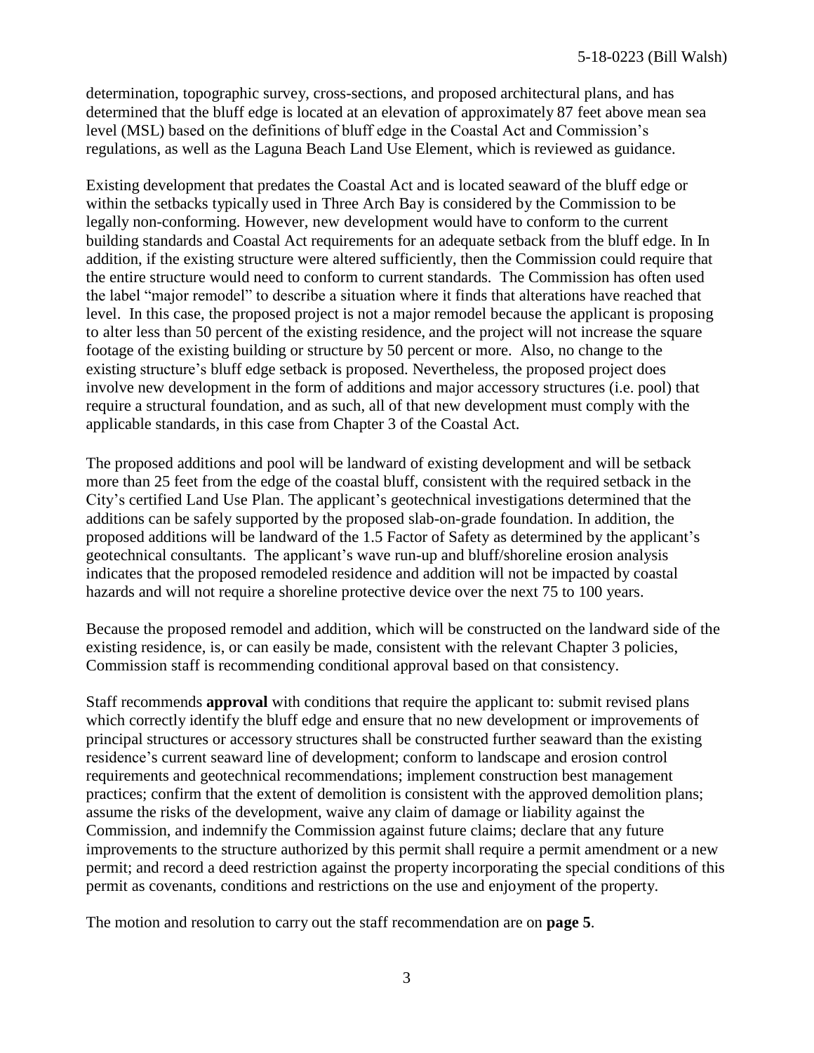determination, topographic survey, cross-sections, and proposed architectural plans, and has determined that the bluff edge is located at an elevation of approximately 87 feet above mean sea level (MSL) based on the definitions of bluff edge in the Coastal Act and Commission's regulations, as well as the Laguna Beach Land Use Element, which is reviewed as guidance.

Existing development that predates the Coastal Act and is located seaward of the bluff edge or within the setbacks typically used in Three Arch Bay is considered by the Commission to be legally non-conforming. However, new development would have to conform to the current building standards and Coastal Act requirements for an adequate setback from the bluff edge. In In addition, if the existing structure were altered sufficiently, then the Commission could require that the entire structure would need to conform to current standards. The Commission has often used the label "major remodel" to describe a situation where it finds that alterations have reached that level. In this case, the proposed project is not a major remodel because the applicant is proposing to alter less than 50 percent of the existing residence, and the project will not increase the square footage of the existing building or structure by 50 percent or more. Also, no change to the existing structure's bluff edge setback is proposed. Nevertheless, the proposed project does involve new development in the form of additions and major accessory structures (i.e. pool) that require a structural foundation, and as such, all of that new development must comply with the applicable standards, in this case from Chapter 3 of the Coastal Act.

The proposed additions and pool will be landward of existing development and will be setback more than 25 feet from the edge of the coastal bluff, consistent with the required setback in the City's certified Land Use Plan. The applicant's geotechnical investigations determined that the additions can be safely supported by the proposed slab-on-grade foundation. In addition, the proposed additions will be landward of the 1.5 Factor of Safety as determined by the applicant's geotechnical consultants. The applicant's wave run-up and bluff/shoreline erosion analysis indicates that the proposed remodeled residence and addition will not be impacted by coastal hazards and will not require a shoreline protective device over the next 75 to 100 years.

Because the proposed remodel and addition, which will be constructed on the landward side of the existing residence, is, or can easily be made, consistent with the relevant Chapter 3 policies, Commission staff is recommending conditional approval based on that consistency.

Staff recommends **approval** with conditions that require the applicant to: submit revised plans which correctly identify the bluff edge and ensure that no new development or improvements of principal structures or accessory structures shall be constructed further seaward than the existing residence's current seaward line of development; conform to landscape and erosion control requirements and geotechnical recommendations; implement construction best management practices; confirm that the extent of demolition is consistent with the approved demolition plans; assume the risks of the development, waive any claim of damage or liability against the Commission, and indemnify the Commission against future claims; declare that any future improvements to the structure authorized by this permit shall require a permit amendment or a new permit; and record a deed restriction against the property incorporating the special conditions of this permit as covenants, conditions and restrictions on the use and enjoyment of the property.

The motion and resolution to carry out the staff recommendation are on **page 5**.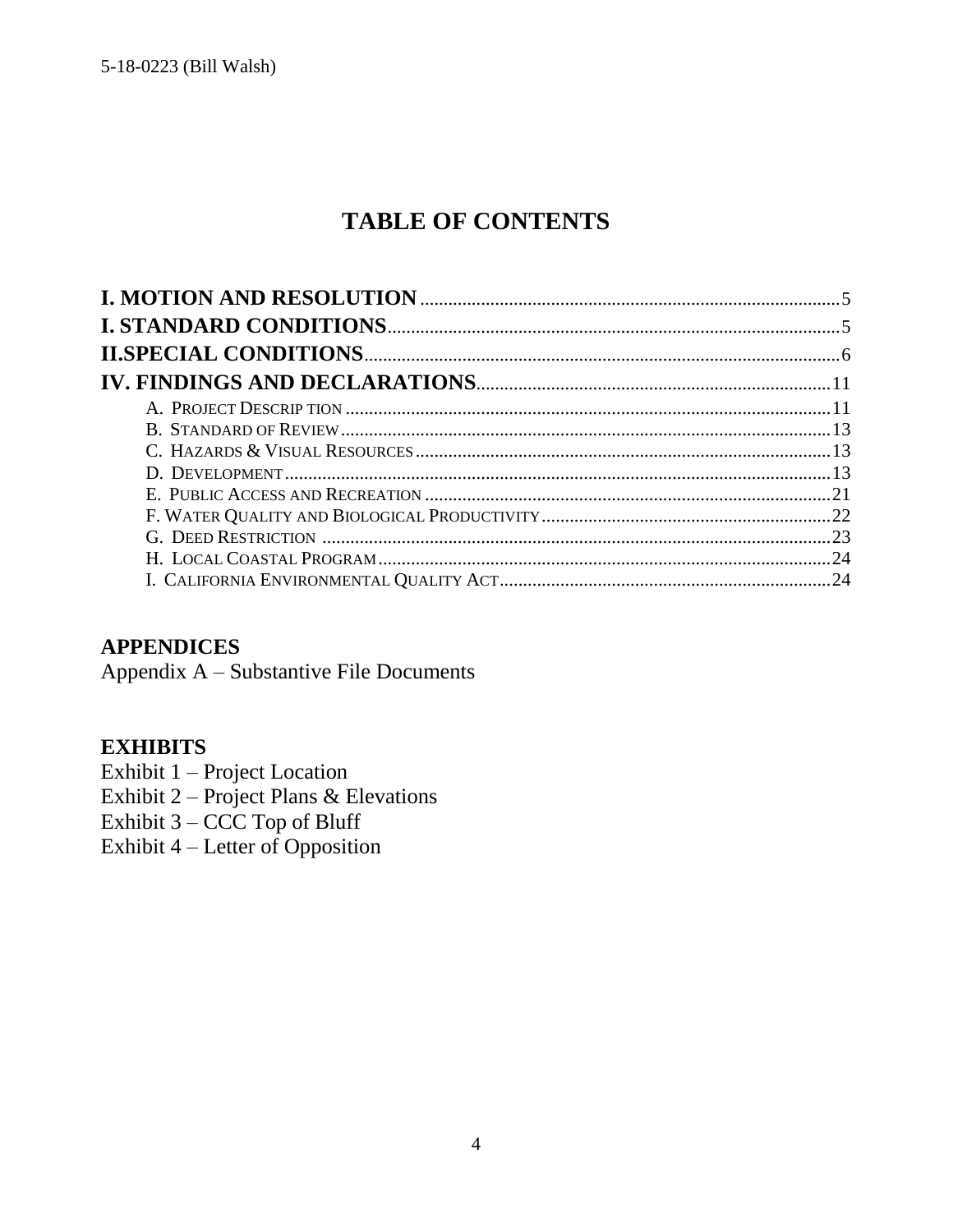# TABLE OF CONTENTS

**I. MOTION AND RESOLUTION** .......... 5
**I. STANDARD CONDITIONS** .......... 5
**II.SPECIAL CONDITIONS** .......... 6
**IV. FINDINGS AND DECLARATIONS** .......... 11

- A. PROJECT DESCRIP TION .......... 11
- B. STANDARD OF REVIEW .......... 13
- C. HAZARDS & VISUAL RESOURCES .......... 13
- D. DEVELOPMENT .......... 13
- E. PUBLIC ACCESS AND RECREATION .......... 21
- F. WATER QUALITY AND BIOLOGICAL PRODUCTIVITY .......... 22
- G. DEED RESTRICTION .......... 23
- H. LOCAL COASTAL PROGRAM .......... 24
- I. CALIFORNIA ENVIRONMENTAL QUALITY ACT .......... 24

## APPENDICES

Appendix A – Substantive File Documents

## EXHIBITS

Exhibit 1 – Project Location
Exhibit 2 – Project Plans & Elevations
Exhibit 3 – CCC Top of Bluff
Exhibit 4 – Letter of Opposition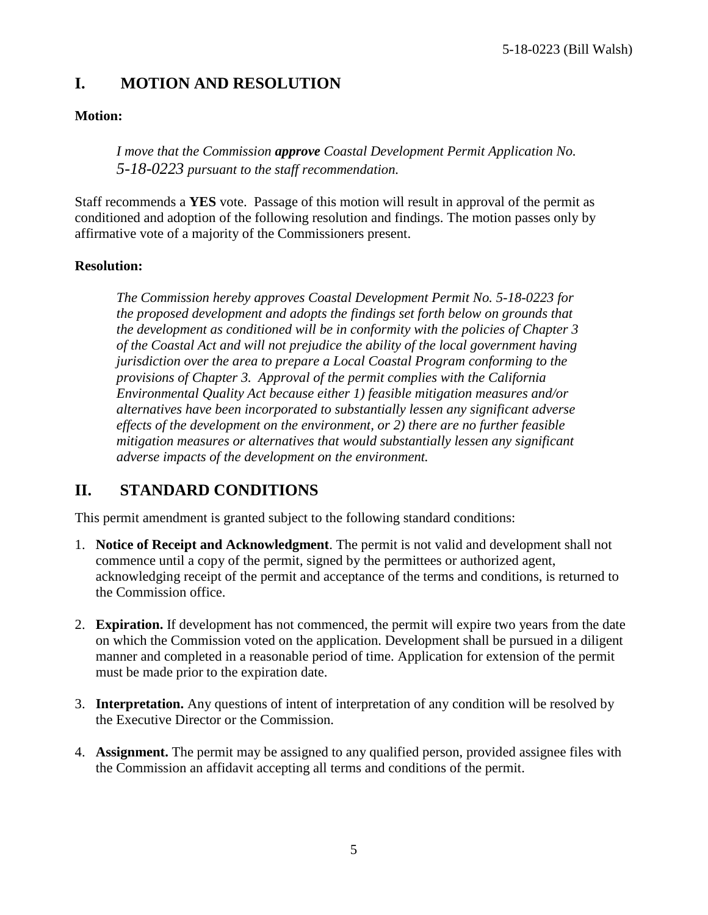# I. MOTION AND RESOLUTION

**Motion:**

> *I move that the Commission* ***approve*** *Coastal Development Permit Application No. 5-18-0223 pursuant to the staff recommendation.*

Staff recommends a **YES** vote. Passage of this motion will result in approval of the permit as conditioned and adoption of the following resolution and findings. The motion passes only by affirmative vote of a majority of the Commissioners present.

**Resolution:**

> *The Commission hereby approves Coastal Development Permit No. 5-18-0223 for the proposed development and adopts the findings set forth below on grounds that the development as conditioned will be in conformity with the policies of Chapter 3 of the Coastal Act and will not prejudice the ability of the local government having jurisdiction over the area to prepare a Local Coastal Program conforming to the provisions of Chapter 3. Approval of the permit complies with the California Environmental Quality Act because either 1) feasible mitigation measures and/or alternatives have been incorporated to substantially lessen any significant adverse effects of the development on the environment, or 2) there are no further feasible mitigation measures or alternatives that would substantially lessen any significant adverse impacts of the development on the environment.*

# II. STANDARD CONDITIONS

This permit amendment is granted subject to the following standard conditions:

1. **Notice of Receipt and Acknowledgment**. The permit is not valid and development shall not commence until a copy of the permit, signed by the permittees or authorized agent, acknowledging receipt of the permit and acceptance of the terms and conditions, is returned to the Commission office.

2. **Expiration.** If development has not commenced, the permit will expire two years from the date on which the Commission voted on the application. Development shall be pursued in a diligent manner and completed in a reasonable period of time. Application for extension of the permit must be made prior to the expiration date.

3. **Interpretation.** Any questions of intent of interpretation of any condition will be resolved by the Executive Director or the Commission.

4. **Assignment.** The permit may be assigned to any qualified person, provided assignee files with the Commission an affidavit accepting all terms and conditions of the permit.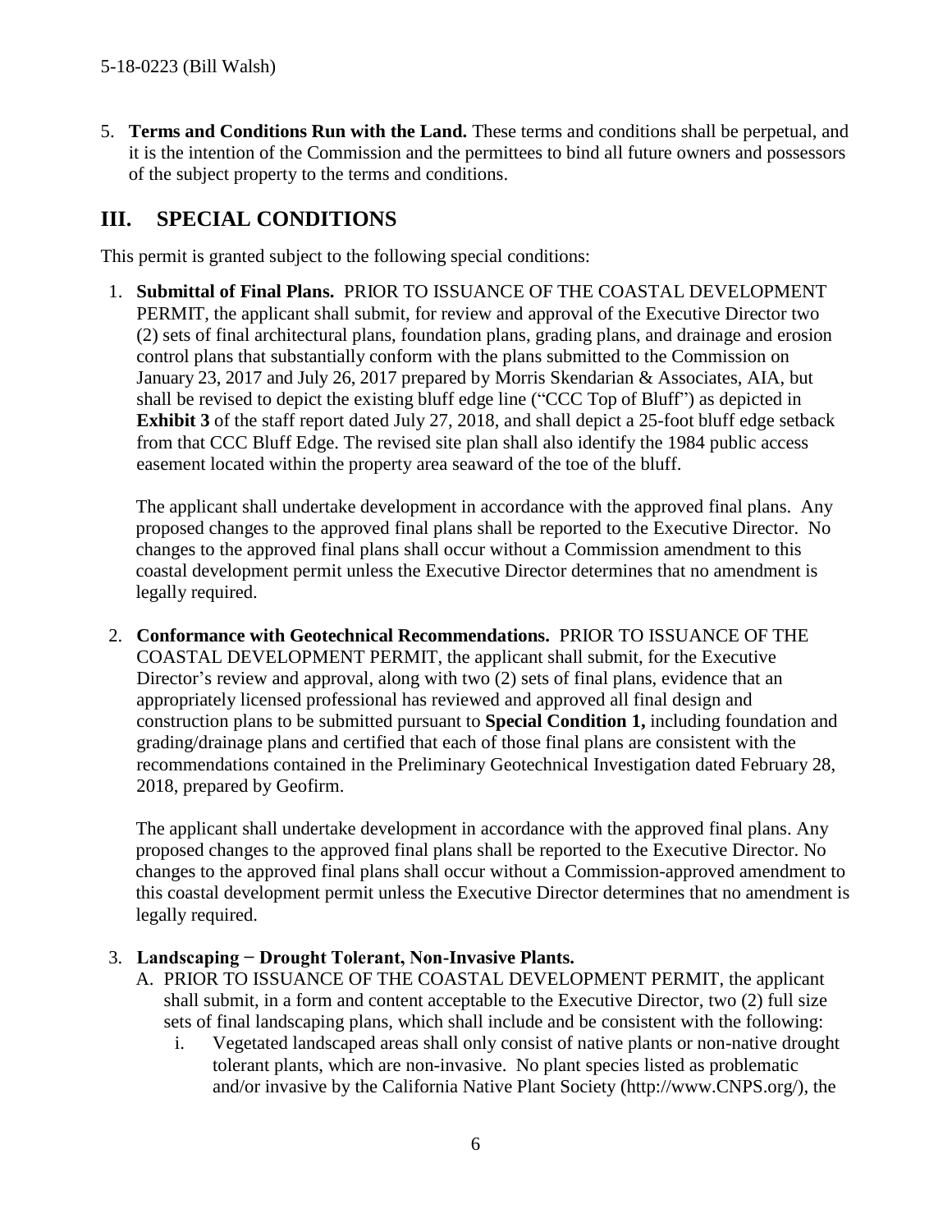5. **Terms and Conditions Run with the Land.** These terms and conditions shall be perpetual, and it is the intention of the Commission and the permittees to bind all future owners and possessors of the subject property to the terms and conditions.

## III. SPECIAL CONDITIONS

This permit is granted subject to the following special conditions:

1. **Submittal of Final Plans.** PRIOR TO ISSUANCE OF THE COASTAL DEVELOPMENT PERMIT, the applicant shall submit, for review and approval of the Executive Director two (2) sets of final architectural plans, foundation plans, grading plans, and drainage and erosion control plans that substantially conform with the plans submitted to the Commission on January 23, 2017 and July 26, 2017 prepared by Morris Skendarian & Associates, AIA, but shall be revised to depict the existing bluff edge line ("CCC Top of Bluff") as depicted in **Exhibit 3** of the staff report dated July 27, 2018, and shall depict a 25-foot bluff edge setback from that CCC Bluff Edge. The revised site plan shall also identify the 1984 public access easement located within the property area seaward of the toe of the bluff.

   The applicant shall undertake development in accordance with the approved final plans. Any proposed changes to the approved final plans shall be reported to the Executive Director. No changes to the approved final plans shall occur without a Commission amendment to this coastal development permit unless the Executive Director determines that no amendment is legally required.

2. **Conformance with Geotechnical Recommendations.** PRIOR TO ISSUANCE OF THE COASTAL DEVELOPMENT PERMIT, the applicant shall submit, for the Executive Director's review and approval, along with two (2) sets of final plans, evidence that an appropriately licensed professional has reviewed and approved all final design and construction plans to be submitted pursuant to **Special Condition 1,** including foundation and grading/drainage plans and certified that each of those final plans are consistent with the recommendations contained in the Preliminary Geotechnical Investigation dated February 28, 2018, prepared by Geofirm.

   The applicant shall undertake development in accordance with the approved final plans. Any proposed changes to the approved final plans shall be reported to the Executive Director. No changes to the approved final plans shall occur without a Commission-approved amendment to this coastal development permit unless the Executive Director determines that no amendment is legally required.

3. **Landscaping − Drought Tolerant, Non-Invasive Plants.**
   A. PRIOR TO ISSUANCE OF THE COASTAL DEVELOPMENT PERMIT, the applicant shall submit, in a form and content acceptable to the Executive Director, two (2) full size sets of final landscaping plans, which shall include and be consistent with the following:
      i. Vegetated landscaped areas shall only consist of native plants or non-native drought tolerant plants, which are non-invasive. No plant species listed as problematic and/or invasive by the California Native Plant Society (http://www.CNPS.org/), the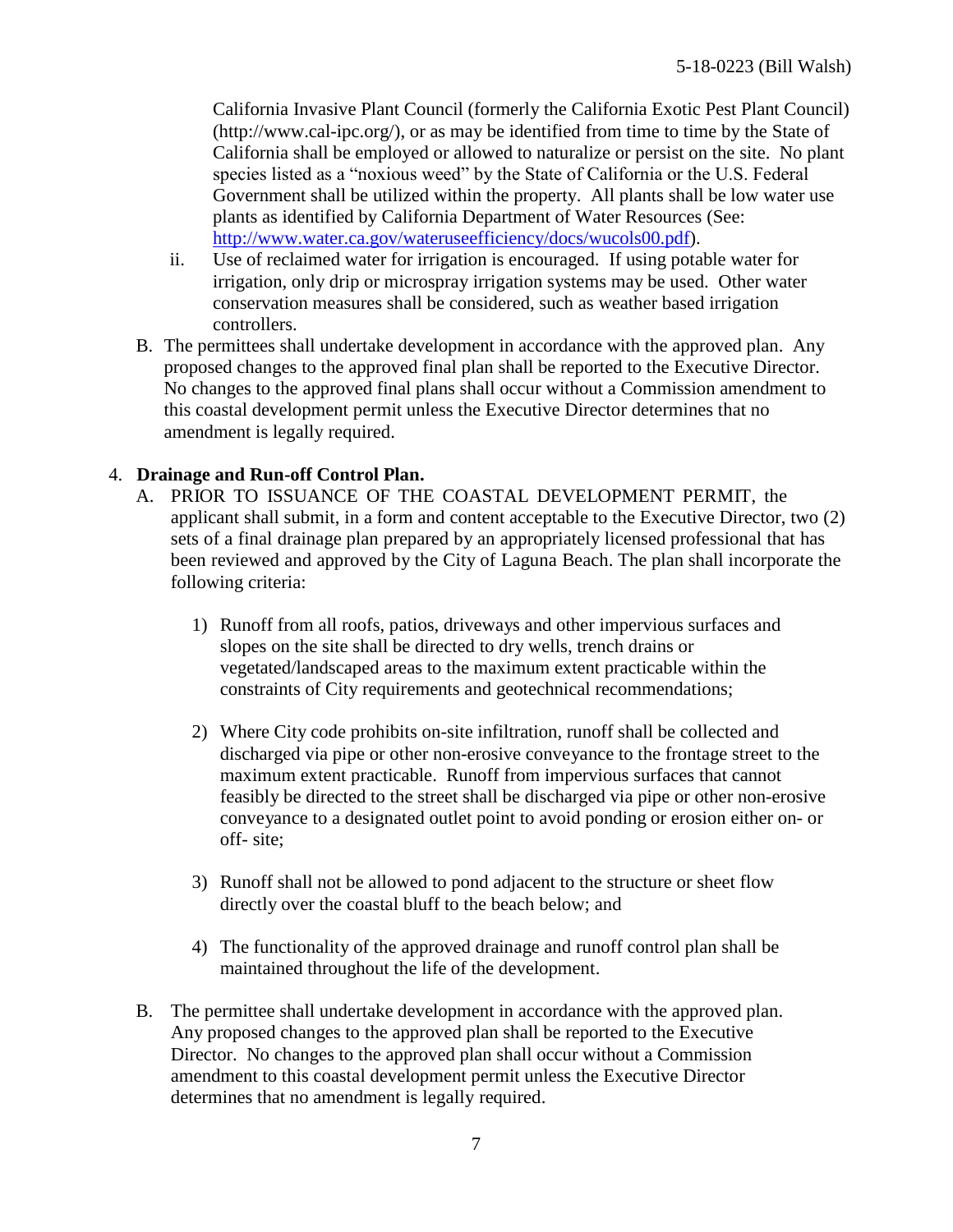California Invasive Plant Council (formerly the California Exotic Pest Plant Council) (http://www.cal-ipc.org/), or as may be identified from time to time by the State of California shall be employed or allowed to naturalize or persist on the site. No plant species listed as a "noxious weed" by the State of California or the U.S. Federal Government shall be utilized within the property. All plants shall be low water use plants as identified by California Department of Water Resources (See: http://www.water.ca.gov/wateruseefficiency/docs/wucols00.pdf).

ii. Use of reclaimed water for irrigation is encouraged. If using potable water for irrigation, only drip or microspray irrigation systems may be used. Other water conservation measures shall be considered, such as weather based irrigation controllers.

B. The permittees shall undertake development in accordance with the approved plan. Any proposed changes to the approved final plan shall be reported to the Executive Director. No changes to the approved final plans shall occur without a Commission amendment to this coastal development permit unless the Executive Director determines that no amendment is legally required.

4. **Drainage and Run-off Control Plan.**

A. PRIOR TO ISSUANCE OF THE COASTAL DEVELOPMENT PERMIT, the applicant shall submit, in a form and content acceptable to the Executive Director, two (2) sets of a final drainage plan prepared by an appropriately licensed professional that has been reviewed and approved by the City of Laguna Beach. The plan shall incorporate the following criteria:

1) Runoff from all roofs, patios, driveways and other impervious surfaces and slopes on the site shall be directed to dry wells, trench drains or vegetated/landscaped areas to the maximum extent practicable within the constraints of City requirements and geotechnical recommendations;

2) Where City code prohibits on-site infiltration, runoff shall be collected and discharged via pipe or other non-erosive conveyance to the frontage street to the maximum extent practicable. Runoff from impervious surfaces that cannot feasibly be directed to the street shall be discharged via pipe or other non-erosive conveyance to a designated outlet point to avoid ponding or erosion either on- or off- site;

3) Runoff shall not be allowed to pond adjacent to the structure or sheet flow directly over the coastal bluff to the beach below; and

4) The functionality of the approved drainage and runoff control plan shall be maintained throughout the life of the development.

B. The permittee shall undertake development in accordance with the approved plan. Any proposed changes to the approved plan shall be reported to the Executive Director. No changes to the approved plan shall occur without a Commission amendment to this coastal development permit unless the Executive Director determines that no amendment is legally required.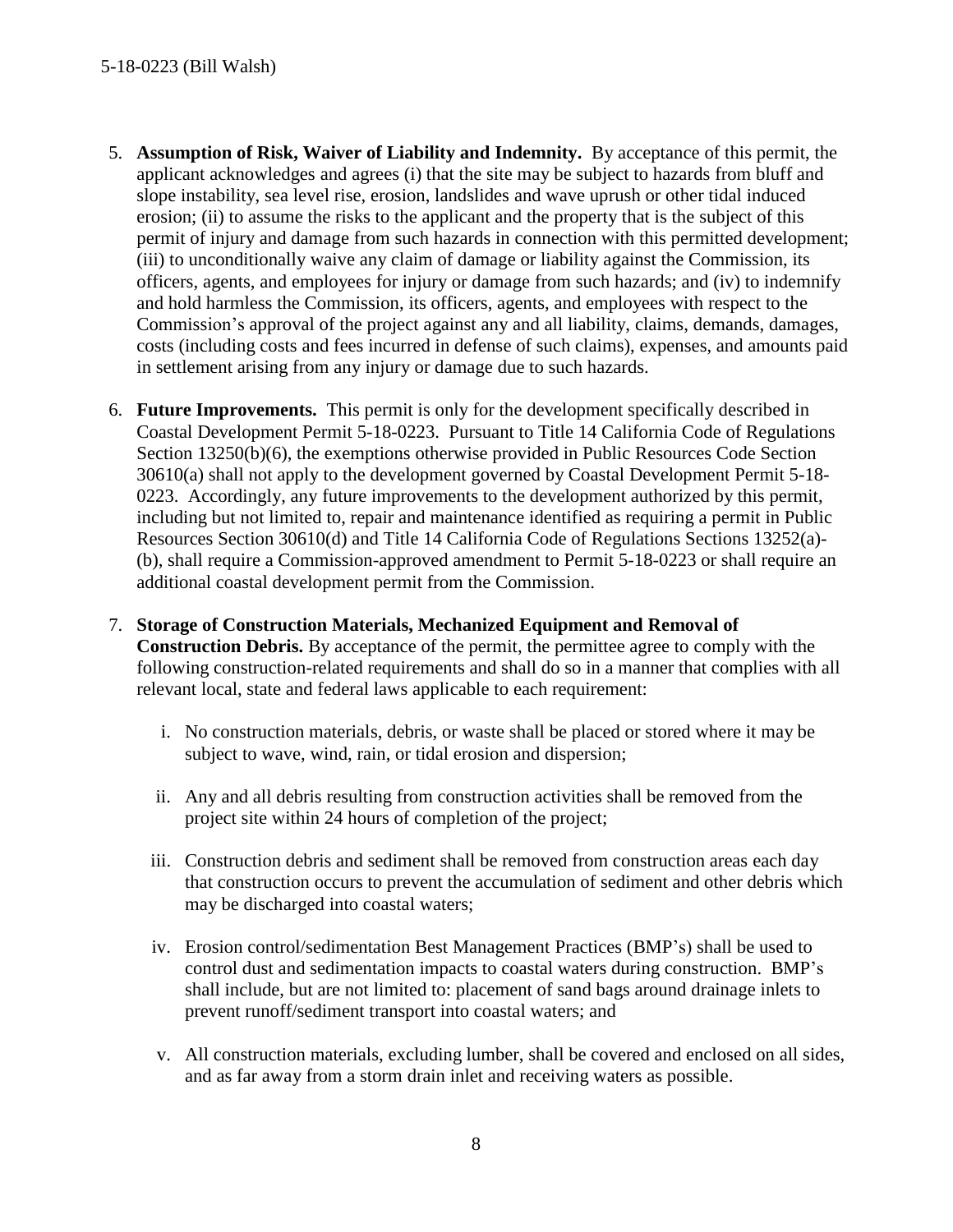5. **Assumption of Risk, Waiver of Liability and Indemnity.** By acceptance of this permit, the applicant acknowledges and agrees (i) that the site may be subject to hazards from bluff and slope instability, sea level rise, erosion, landslides and wave uprush or other tidal induced erosion; (ii) to assume the risks to the applicant and the property that is the subject of this permit of injury and damage from such hazards in connection with this permitted development; (iii) to unconditionally waive any claim of damage or liability against the Commission, its officers, agents, and employees for injury or damage from such hazards; and (iv) to indemnify and hold harmless the Commission, its officers, agents, and employees with respect to the Commission's approval of the project against any and all liability, claims, demands, damages, costs (including costs and fees incurred in defense of such claims), expenses, and amounts paid in settlement arising from any injury or damage due to such hazards.

6. **Future Improvements.** This permit is only for the development specifically described in Coastal Development Permit 5-18-0223. Pursuant to Title 14 California Code of Regulations Section 13250(b)(6), the exemptions otherwise provided in Public Resources Code Section 30610(a) shall not apply to the development governed by Coastal Development Permit 5-18-0223. Accordingly, any future improvements to the development authorized by this permit, including but not limited to, repair and maintenance identified as requiring a permit in Public Resources Section 30610(d) and Title 14 California Code of Regulations Sections 13252(a)-(b), shall require a Commission-approved amendment to Permit 5-18-0223 or shall require an additional coastal development permit from the Commission.

7. **Storage of Construction Materials, Mechanized Equipment and Removal of Construction Debris.** By acceptance of the permit, the permittee agree to comply with the following construction-related requirements and shall do so in a manner that complies with all relevant local, state and federal laws applicable to each requirement:

    i. No construction materials, debris, or waste shall be placed or stored where it may be subject to wave, wind, rain, or tidal erosion and dispersion;

    ii. Any and all debris resulting from construction activities shall be removed from the project site within 24 hours of completion of the project;

    iii. Construction debris and sediment shall be removed from construction areas each day that construction occurs to prevent the accumulation of sediment and other debris which may be discharged into coastal waters;

    iv. Erosion control/sedimentation Best Management Practices (BMP's) shall be used to control dust and sedimentation impacts to coastal waters during construction. BMP's shall include, but are not limited to: placement of sand bags around drainage inlets to prevent runoff/sediment transport into coastal waters; and

    v. All construction materials, excluding lumber, shall be covered and enclosed on all sides, and as far away from a storm drain inlet and receiving waters as possible.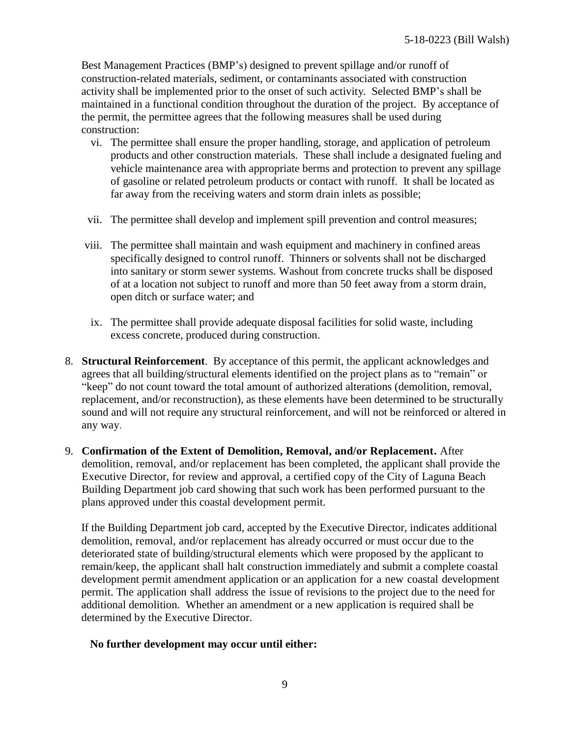Best Management Practices (BMP's) designed to prevent spillage and/or runoff of construction-related materials, sediment, or contaminants associated with construction activity shall be implemented prior to the onset of such activity. Selected BMP's shall be maintained in a functional condition throughout the duration of the project. By acceptance of the permit, the permittee agrees that the following measures shall be used during construction:

vi. The permittee shall ensure the proper handling, storage, and application of petroleum products and other construction materials. These shall include a designated fueling and vehicle maintenance area with appropriate berms and protection to prevent any spillage of gasoline or related petroleum products or contact with runoff. It shall be located as far away from the receiving waters and storm drain inlets as possible;

vii. The permittee shall develop and implement spill prevention and control measures;

viii. The permittee shall maintain and wash equipment and machinery in confined areas specifically designed to control runoff. Thinners or solvents shall not be discharged into sanitary or storm sewer systems. Washout from concrete trucks shall be disposed of at a location not subject to runoff and more than 50 feet away from a storm drain, open ditch or surface water; and

ix. The permittee shall provide adequate disposal facilities for solid waste, including excess concrete, produced during construction.

8. **Structural Reinforcement**. By acceptance of this permit, the applicant acknowledges and agrees that all building/structural elements identified on the project plans as to "remain" or "keep" do not count toward the total amount of authorized alterations (demolition, removal, replacement, and/or reconstruction), as these elements have been determined to be structurally sound and will not require any structural reinforcement, and will not be reinforced or altered in any way.

9. **Confirmation of the Extent of Demolition, Removal, and/or Replacement.** After demolition, removal, and/or replacement has been completed, the applicant shall provide the Executive Director, for review and approval, a certified copy of the City of Laguna Beach Building Department job card showing that such work has been performed pursuant to the plans approved under this coastal development permit.

   If the Building Department job card, accepted by the Executive Director, indicates additional demolition, removal, and/or replacement has already occurred or must occur due to the deteriorated state of building/structural elements which were proposed by the applicant to remain/keep, the applicant shall halt construction immediately and submit a complete coastal development permit amendment application or an application for a new coastal development permit. The application shall address the issue of revisions to the project due to the need for additional demolition. Whether an amendment or a new application is required shall be determined by the Executive Director.

   **No further development may occur until either:**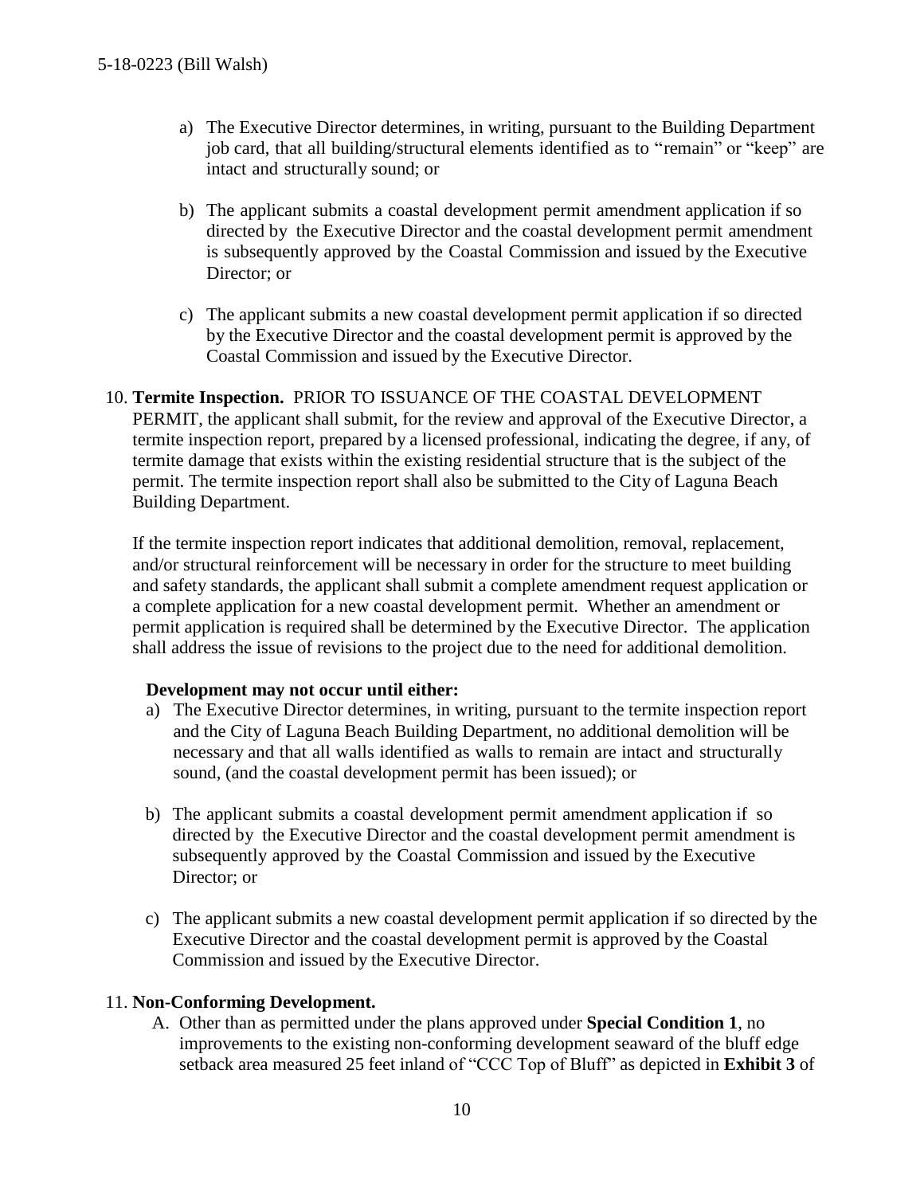a) The Executive Director determines, in writing, pursuant to the Building Department job card, that all building/structural elements identified as to "remain" or "keep" are intact and structurally sound; or

b) The applicant submits a coastal development permit amendment application if so directed by the Executive Director and the coastal development permit amendment is subsequently approved by the Coastal Commission and issued by the Executive Director; or

c) The applicant submits a new coastal development permit application if so directed by the Executive Director and the coastal development permit is approved by the Coastal Commission and issued by the Executive Director.

10. **Termite Inspection.** PRIOR TO ISSUANCE OF THE COASTAL DEVELOPMENT PERMIT, the applicant shall submit, for the review and approval of the Executive Director, a termite inspection report, prepared by a licensed professional, indicating the degree, if any, of termite damage that exists within the existing residential structure that is the subject of the permit. The termite inspection report shall also be submitted to the City of Laguna Beach Building Department.

    If the termite inspection report indicates that additional demolition, removal, replacement, and/or structural reinforcement will be necessary in order for the structure to meet building and safety standards, the applicant shall submit a complete amendment request application or a complete application for a new coastal development permit. Whether an amendment or permit application is required shall be determined by the Executive Director. The application shall address the issue of revisions to the project due to the need for additional demolition.

    **Development may not occur until either:**

    a) The Executive Director determines, in writing, pursuant to the termite inspection report and the City of Laguna Beach Building Department, no additional demolition will be necessary and that all walls identified as walls to remain are intact and structurally sound, (and the coastal development permit has been issued); or

    b) The applicant submits a coastal development permit amendment application if so directed by the Executive Director and the coastal development permit amendment is subsequently approved by the Coastal Commission and issued by the Executive Director; or

    c) The applicant submits a new coastal development permit application if so directed by the Executive Director and the coastal development permit is approved by the Coastal Commission and issued by the Executive Director.

11. **Non-Conforming Development.**

    A. Other than as permitted under the plans approved under **Special Condition 1**, no improvements to the existing non-conforming development seaward of the bluff edge setback area measured 25 feet inland of "CCC Top of Bluff" as depicted in **Exhibit 3** of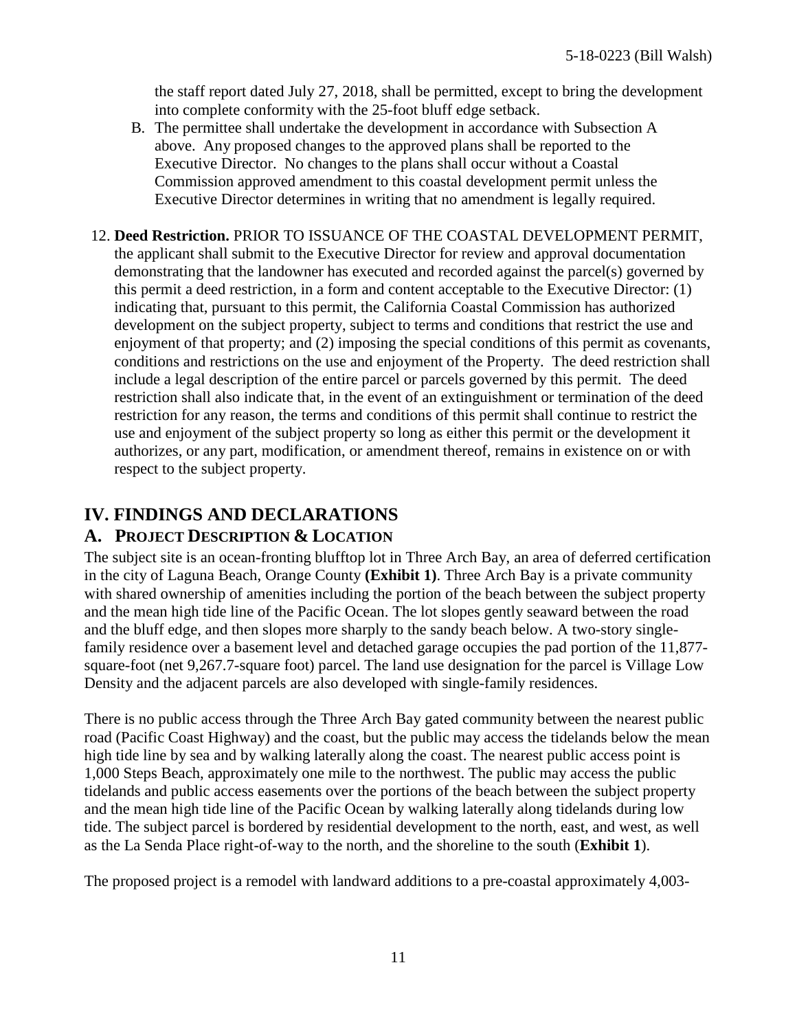the staff report dated July 27, 2018, shall be permitted, except to bring the development into complete conformity with the 25-foot bluff edge setback.

B. The permittee shall undertake the development in accordance with Subsection A above. Any proposed changes to the approved plans shall be reported to the Executive Director. No changes to the plans shall occur without a Coastal Commission approved amendment to this coastal development permit unless the Executive Director determines in writing that no amendment is legally required.

12. **Deed Restriction.** PRIOR TO ISSUANCE OF THE COASTAL DEVELOPMENT PERMIT, the applicant shall submit to the Executive Director for review and approval documentation demonstrating that the landowner has executed and recorded against the parcel(s) governed by this permit a deed restriction, in a form and content acceptable to the Executive Director: (1) indicating that, pursuant to this permit, the California Coastal Commission has authorized development on the subject property, subject to terms and conditions that restrict the use and enjoyment of that property; and (2) imposing the special conditions of this permit as covenants, conditions and restrictions on the use and enjoyment of the Property. The deed restriction shall include a legal description of the entire parcel or parcels governed by this permit. The deed restriction shall also indicate that, in the event of an extinguishment or termination of the deed restriction for any reason, the terms and conditions of this permit shall continue to restrict the use and enjoyment of the subject property so long as either this permit or the development it authorizes, or any part, modification, or amendment thereof, remains in existence on or with respect to the subject property.

# IV. FINDINGS AND DECLARATIONS

## A. PROJECT DESCRIPTION & LOCATION

The subject site is an ocean-fronting blufftop lot in Three Arch Bay, an area of deferred certification in the city of Laguna Beach, Orange County **(Exhibit 1)**. Three Arch Bay is a private community with shared ownership of amenities including the portion of the beach between the subject property and the mean high tide line of the Pacific Ocean. The lot slopes gently seaward between the road and the bluff edge, and then slopes more sharply to the sandy beach below. A two-story single-family residence over a basement level and detached garage occupies the pad portion of the 11,877-square-foot (net 9,267.7-square foot) parcel. The land use designation for the parcel is Village Low Density and the adjacent parcels are also developed with single-family residences.

There is no public access through the Three Arch Bay gated community between the nearest public road (Pacific Coast Highway) and the coast, but the public may access the tidelands below the mean high tide line by sea and by walking laterally along the coast. The nearest public access point is 1,000 Steps Beach, approximately one mile to the northwest. The public may access the public tidelands and public access easements over the portions of the beach between the subject property and the mean high tide line of the Pacific Ocean by walking laterally along tidelands during low tide. The subject parcel is bordered by residential development to the north, east, and west, as well as the La Senda Place right-of-way to the north, and the shoreline to the south (**Exhibit 1**).

The proposed project is a remodel with landward additions to a pre-coastal approximately 4,003-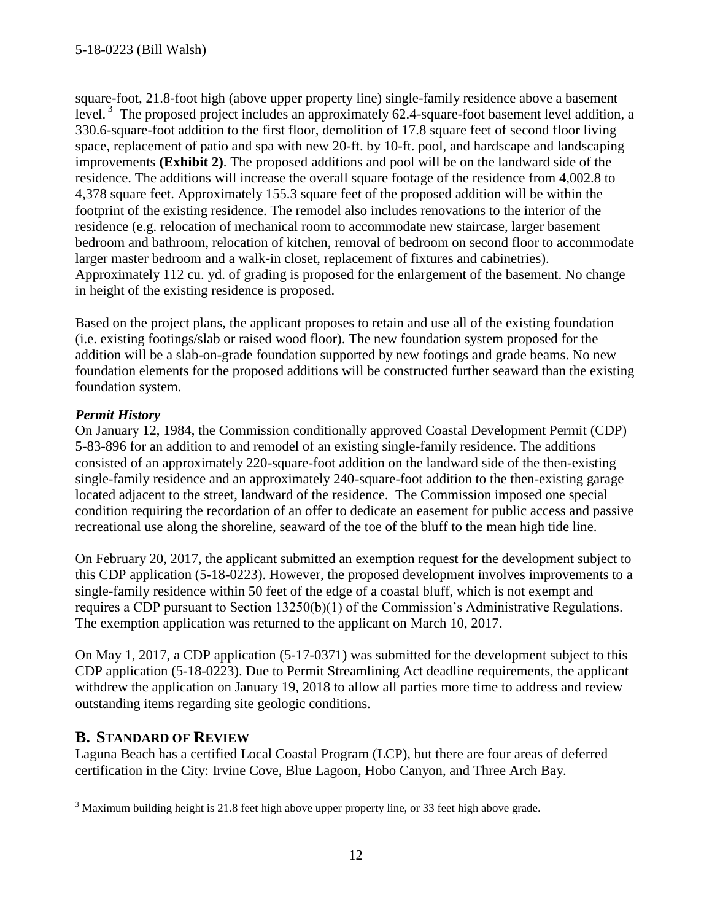square-foot, 21.8-foot high (above upper property line) single-family residence above a basement level.[3] The proposed project includes an approximately 62.4-square-foot basement level addition, a 330.6-square-foot addition to the first floor, demolition of 17.8 square feet of second floor living space, replacement of patio and spa with new 20-ft. by 10-ft. pool, and hardscape and landscaping improvements **(Exhibit 2)**. The proposed additions and pool will be on the landward side of the residence. The additions will increase the overall square footage of the residence from 4,002.8 to 4,378 square feet. Approximately 155.3 square feet of the proposed addition will be within the footprint of the existing residence. The remodel also includes renovations to the interior of the residence (e.g. relocation of mechanical room to accommodate new staircase, larger basement bedroom and bathroom, relocation of kitchen, removal of bedroom on second floor to accommodate larger master bedroom and a walk-in closet, replacement of fixtures and cabinetries). Approximately 112 cu. yd. of grading is proposed for the enlargement of the basement. No change in height of the existing residence is proposed.

Based on the project plans, the applicant proposes to retain and use all of the existing foundation (i.e. existing footings/slab or raised wood floor). The new foundation system proposed for the addition will be a slab-on-grade foundation supported by new footings and grade beams. No new foundation elements for the proposed additions will be constructed further seaward than the existing foundation system.

***Permit History***

On January 12, 1984, the Commission conditionally approved Coastal Development Permit (CDP) 5-83-896 for an addition to and remodel of an existing single-family residence. The additions consisted of an approximately 220-square-foot addition on the landward side of the then-existing single-family residence and an approximately 240-square-foot addition to the then-existing garage located adjacent to the street, landward of the residence. The Commission imposed one special condition requiring the recordation of an offer to dedicate an easement for public access and passive recreational use along the shoreline, seaward of the toe of the bluff to the mean high tide line.

On February 20, 2017, the applicant submitted an exemption request for the development subject to this CDP application (5-18-0223). However, the proposed development involves improvements to a single-family residence within 50 feet of the edge of a coastal bluff, which is not exempt and requires a CDP pursuant to Section 13250(b)(1) of the Commission's Administrative Regulations. The exemption application was returned to the applicant on March 10, 2017.

On May 1, 2017, a CDP application (5-17-0371) was submitted for the development subject to this CDP application (5-18-0223). Due to Permit Streamlining Act deadline requirements, the applicant withdrew the application on January 19, 2018 to allow all parties more time to address and review outstanding items regarding site geologic conditions.

## B. STANDARD OF REVIEW

Laguna Beach has a certified Local Coastal Program (LCP), but there are four areas of deferred certification in the City: Irvine Cove, Blue Lagoon, Hobo Canyon, and Three Arch Bay.

[3] Maximum building height is 21.8 feet high above upper property line, or 33 feet high above grade.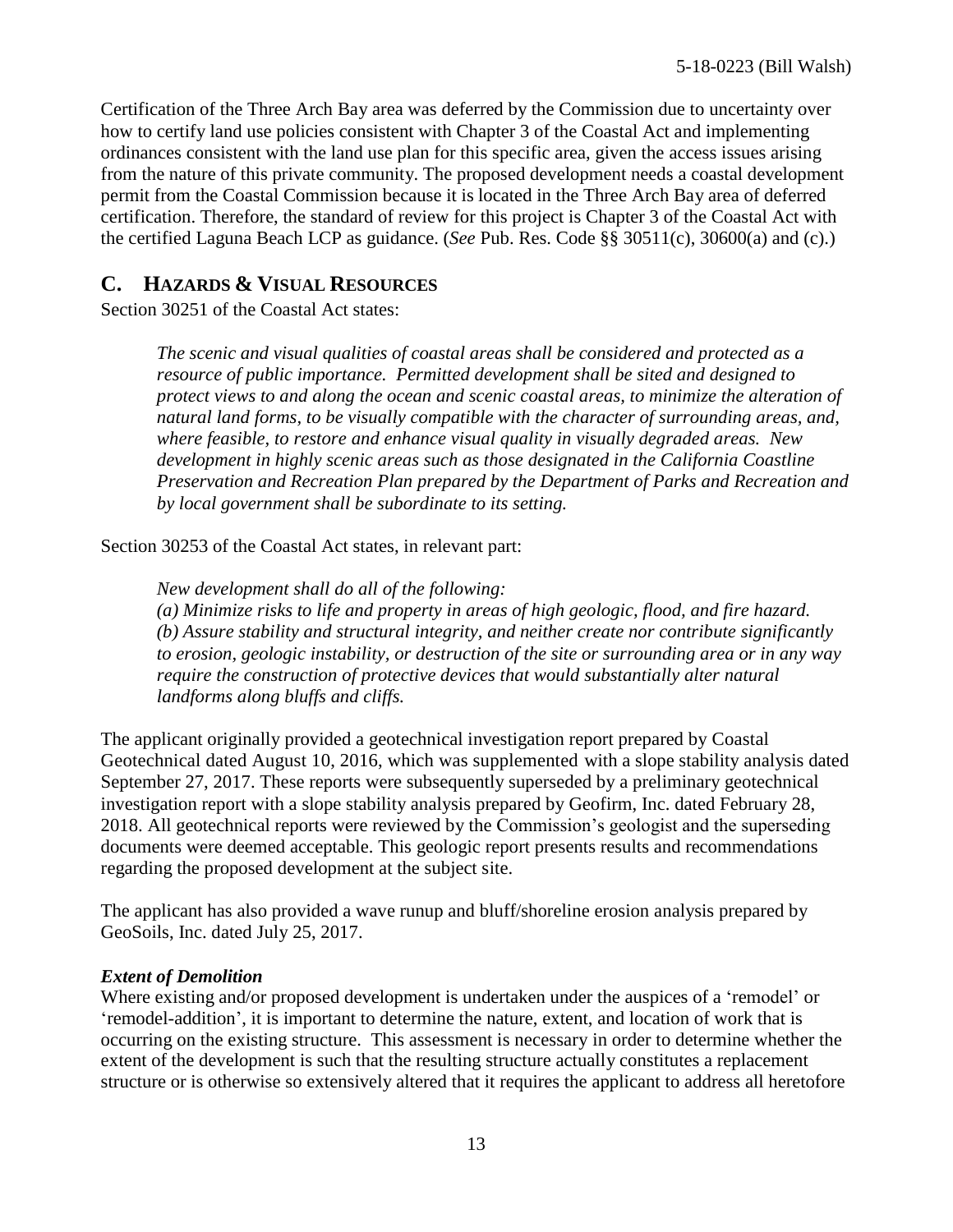Certification of the Three Arch Bay area was deferred by the Commission due to uncertainty over how to certify land use policies consistent with Chapter 3 of the Coastal Act and implementing ordinances consistent with the land use plan for this specific area, given the access issues arising from the nature of this private community. The proposed development needs a coastal development permit from the Coastal Commission because it is located in the Three Arch Bay area of deferred certification. Therefore, the standard of review for this project is Chapter 3 of the Coastal Act with the certified Laguna Beach LCP as guidance. (*See* Pub. Res. Code §§ 30511(c), 30600(a) and (c).)

## C. HAZARDS & VISUAL RESOURCES

Section 30251 of the Coastal Act states:

> *The scenic and visual qualities of coastal areas shall be considered and protected as a resource of public importance. Permitted development shall be sited and designed to protect views to and along the ocean and scenic coastal areas, to minimize the alteration of natural land forms, to be visually compatible with the character of surrounding areas, and, where feasible, to restore and enhance visual quality in visually degraded areas. New development in highly scenic areas such as those designated in the California Coastline Preservation and Recreation Plan prepared by the Department of Parks and Recreation and by local government shall be subordinate to its setting.*

Section 30253 of the Coastal Act states, in relevant part:

> *New development shall do all of the following:*
> *(a) Minimize risks to life and property in areas of high geologic, flood, and fire hazard.*
> *(b) Assure stability and structural integrity, and neither create nor contribute significantly to erosion, geologic instability, or destruction of the site or surrounding area or in any way require the construction of protective devices that would substantially alter natural landforms along bluffs and cliffs.*

The applicant originally provided a geotechnical investigation report prepared by Coastal Geotechnical dated August 10, 2016, which was supplemented with a slope stability analysis dated September 27, 2017. These reports were subsequently superseded by a preliminary geotechnical investigation report with a slope stability analysis prepared by Geofirm, Inc. dated February 28, 2018. All geotechnical reports were reviewed by the Commission's geologist and the superseding documents were deemed acceptable. This geologic report presents results and recommendations regarding the proposed development at the subject site.

The applicant has also provided a wave runup and bluff/shoreline erosion analysis prepared by GeoSoils, Inc. dated July 25, 2017.

***Extent of Demolition***

Where existing and/or proposed development is undertaken under the auspices of a 'remodel' or 'remodel-addition', it is important to determine the nature, extent, and location of work that is occurring on the existing structure. This assessment is necessary in order to determine whether the extent of the development is such that the resulting structure actually constitutes a replacement structure or is otherwise so extensively altered that it requires the applicant to address all heretofore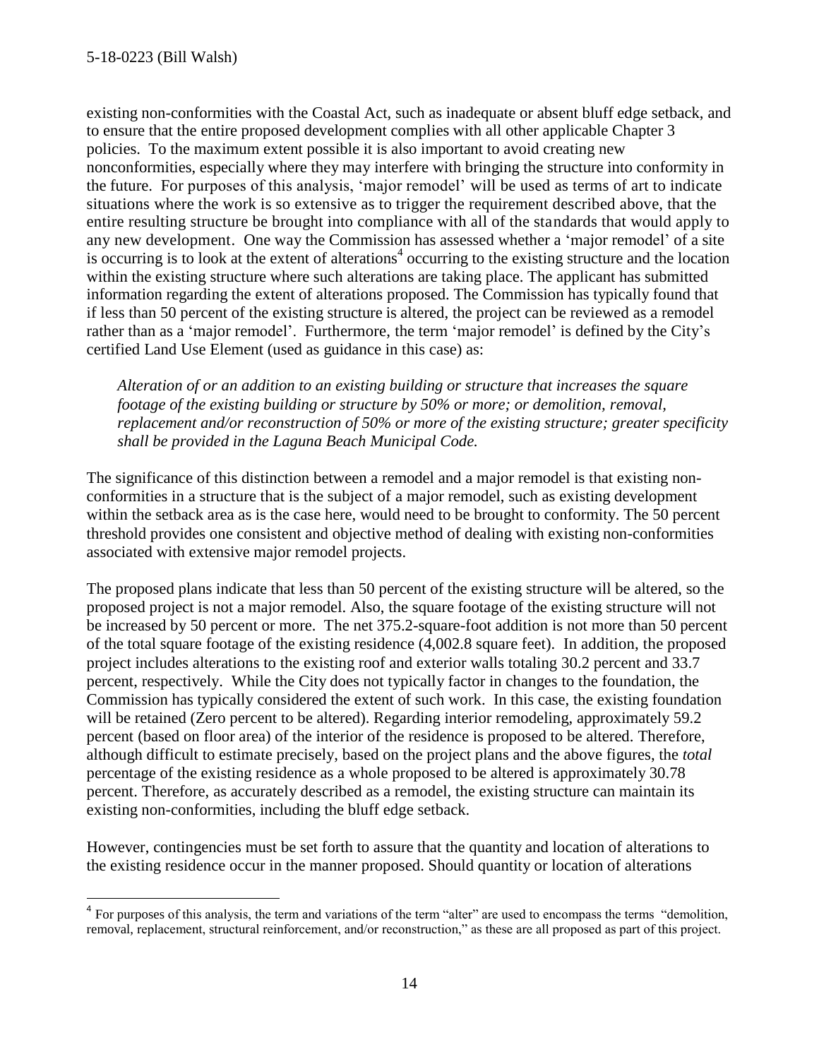existing non-conformities with the Coastal Act, such as inadequate or absent bluff edge setback, and to ensure that the entire proposed development complies with all other applicable Chapter 3 policies. To the maximum extent possible it is also important to avoid creating new nonconformities, especially where they may interfere with bringing the structure into conformity in the future. For purposes of this analysis, 'major remodel' will be used as terms of art to indicate situations where the work is so extensive as to trigger the requirement described above, that the entire resulting structure be brought into compliance with all of the standards that would apply to any new development. One way the Commission has assessed whether a 'major remodel' of a site is occurring is to look at the extent of alterations[4] occurring to the existing structure and the location within the existing structure where such alterations are taking place. The applicant has submitted information regarding the extent of alterations proposed. The Commission has typically found that if less than 50 percent of the existing structure is altered, the project can be reviewed as a remodel rather than as a 'major remodel'. Furthermore, the term 'major remodel' is defined by the City's certified Land Use Element (used as guidance in this case) as:

> *Alteration of or an addition to an existing building or structure that increases the square footage of the existing building or structure by 50% or more; or demolition, removal, replacement and/or reconstruction of 50% or more of the existing structure; greater specificity shall be provided in the Laguna Beach Municipal Code.*

The significance of this distinction between a remodel and a major remodel is that existing non-conformities in a structure that is the subject of a major remodel, such as existing development within the setback area as is the case here, would need to be brought to conformity. The 50 percent threshold provides one consistent and objective method of dealing with existing non-conformities associated with extensive major remodel projects.

The proposed plans indicate that less than 50 percent of the existing structure will be altered, so the proposed project is not a major remodel. Also, the square footage of the existing structure will not be increased by 50 percent or more. The net 375.2-square-foot addition is not more than 50 percent of the total square footage of the existing residence (4,002.8 square feet). In addition, the proposed project includes alterations to the existing roof and exterior walls totaling 30.2 percent and 33.7 percent, respectively. While the City does not typically factor in changes to the foundation, the Commission has typically considered the extent of such work. In this case, the existing foundation will be retained (Zero percent to be altered). Regarding interior remodeling, approximately 59.2 percent (based on floor area) of the interior of the residence is proposed to be altered. Therefore, although difficult to estimate precisely, based on the project plans and the above figures, the *total* percentage of the existing residence as a whole proposed to be altered is approximately 30.78 percent. Therefore, as accurately described as a remodel, the existing structure can maintain its existing non-conformities, including the bluff edge setback.

However, contingencies must be set forth to assure that the quantity and location of alterations to the existing residence occur in the manner proposed. Should quantity or location of alterations

---

[4] For purposes of this analysis, the term and variations of the term "alter" are used to encompass the terms "demolition, removal, replacement, structural reinforcement, and/or reconstruction," as these are all proposed as part of this project.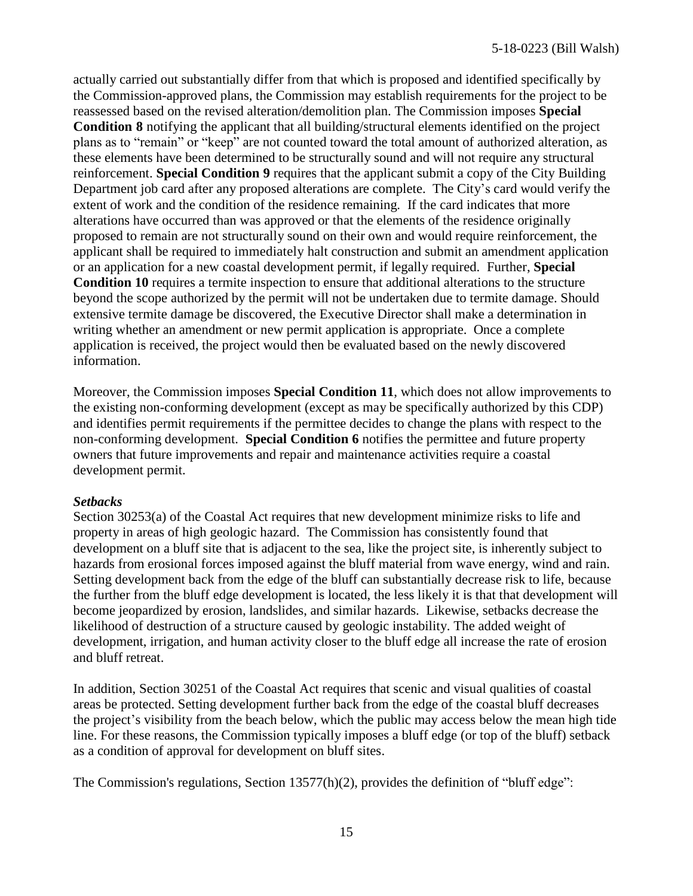actually carried out substantially differ from that which is proposed and identified specifically by the Commission-approved plans, the Commission may establish requirements for the project to be reassessed based on the revised alteration/demolition plan. The Commission imposes **Special Condition 8** notifying the applicant that all building/structural elements identified on the project plans as to "remain" or "keep" are not counted toward the total amount of authorized alteration, as these elements have been determined to be structurally sound and will not require any structural reinforcement. **Special Condition 9** requires that the applicant submit a copy of the City Building Department job card after any proposed alterations are complete. The City's card would verify the extent of work and the condition of the residence remaining. If the card indicates that more alterations have occurred than was approved or that the elements of the residence originally proposed to remain are not structurally sound on their own and would require reinforcement, the applicant shall be required to immediately halt construction and submit an amendment application or an application for a new coastal development permit, if legally required. Further, **Special Condition 10** requires a termite inspection to ensure that additional alterations to the structure beyond the scope authorized by the permit will not be undertaken due to termite damage. Should extensive termite damage be discovered, the Executive Director shall make a determination in writing whether an amendment or new permit application is appropriate. Once a complete application is received, the project would then be evaluated based on the newly discovered information.

Moreover, the Commission imposes **Special Condition 11**, which does not allow improvements to the existing non-conforming development (except as may be specifically authorized by this CDP) and identifies permit requirements if the permittee decides to change the plans with respect to the non-conforming development. **Special Condition 6** notifies the permittee and future property owners that future improvements and repair and maintenance activities require a coastal development permit.

***Setbacks***

Section 30253(a) of the Coastal Act requires that new development minimize risks to life and property in areas of high geologic hazard. The Commission has consistently found that development on a bluff site that is adjacent to the sea, like the project site, is inherently subject to hazards from erosional forces imposed against the bluff material from wave energy, wind and rain. Setting development back from the edge of the bluff can substantially decrease risk to life, because the further from the bluff edge development is located, the less likely it is that that development will become jeopardized by erosion, landslides, and similar hazards. Likewise, setbacks decrease the likelihood of destruction of a structure caused by geologic instability. The added weight of development, irrigation, and human activity closer to the bluff edge all increase the rate of erosion and bluff retreat.

In addition, Section 30251 of the Coastal Act requires that scenic and visual qualities of coastal areas be protected. Setting development further back from the edge of the coastal bluff decreases the project's visibility from the beach below, which the public may access below the mean high tide line. For these reasons, the Commission typically imposes a bluff edge (or top of the bluff) setback as a condition of approval for development on bluff sites.

The Commission's regulations, Section 13577(h)(2), provides the definition of "bluff edge":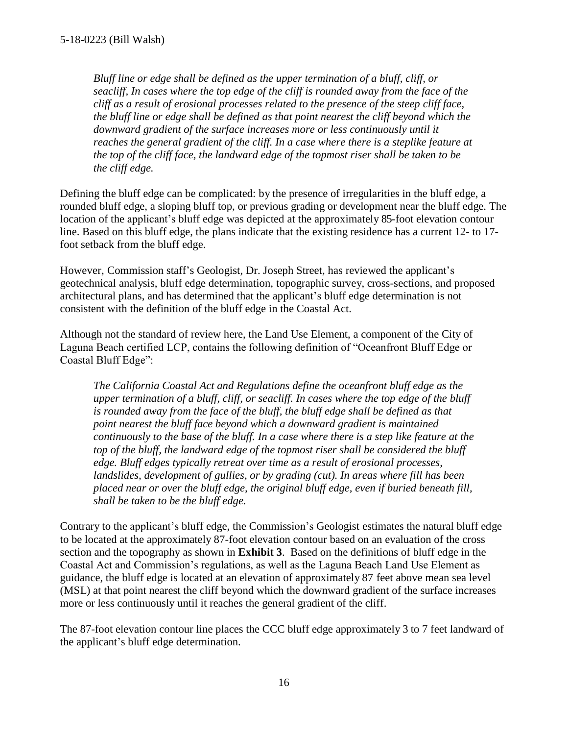*Bluff line or edge shall be defined as the upper termination of a bluff, cliff, or seacliff, In cases where the top edge of the cliff is rounded away from the face of the cliff as a result of erosional processes related to the presence of the steep cliff face, the bluff line or edge shall be defined as that point nearest the cliff beyond which the downward gradient of the surface increases more or less continuously until it reaches the general gradient of the cliff. In a case where there is a steplike feature at the top of the cliff face, the landward edge of the topmost riser shall be taken to be the cliff edge.*

Defining the bluff edge can be complicated: by the presence of irregularities in the bluff edge, a rounded bluff edge, a sloping bluff top, or previous grading or development near the bluff edge. The location of the applicant's bluff edge was depicted at the approximately 85-foot elevation contour line. Based on this bluff edge, the plans indicate that the existing residence has a current 12- to 17-foot setback from the bluff edge.

However, Commission staff's Geologist, Dr. Joseph Street, has reviewed the applicant's geotechnical analysis, bluff edge determination, topographic survey, cross-sections, and proposed architectural plans, and has determined that the applicant's bluff edge determination is not consistent with the definition of the bluff edge in the Coastal Act.

Although not the standard of review here, the Land Use Element, a component of the City of Laguna Beach certified LCP, contains the following definition of "Oceanfront Bluff Edge or Coastal Bluff Edge":

*The California Coastal Act and Regulations define the oceanfront bluff edge as the upper termination of a bluff, cliff, or seacliff. In cases where the top edge of the bluff is rounded away from the face of the bluff, the bluff edge shall be defined as that point nearest the bluff face beyond which a downward gradient is maintained continuously to the base of the bluff. In a case where there is a step like feature at the top of the bluff, the landward edge of the topmost riser shall be considered the bluff edge. Bluff edges typically retreat over time as a result of erosional processes, landslides, development of gullies, or by grading (cut). In areas where fill has been placed near or over the bluff edge, the original bluff edge, even if buried beneath fill, shall be taken to be the bluff edge.*

Contrary to the applicant's bluff edge, the Commission's Geologist estimates the natural bluff edge to be located at the approximately 87-foot elevation contour based on an evaluation of the cross section and the topography as shown in **Exhibit 3**. Based on the definitions of bluff edge in the Coastal Act and Commission's regulations, as well as the Laguna Beach Land Use Element as guidance, the bluff edge is located at an elevation of approximately 87 feet above mean sea level (MSL) at that point nearest the cliff beyond which the downward gradient of the surface increases more or less continuously until it reaches the general gradient of the cliff.

The 87-foot elevation contour line places the CCC bluff edge approximately 3 to 7 feet landward of the applicant's bluff edge determination.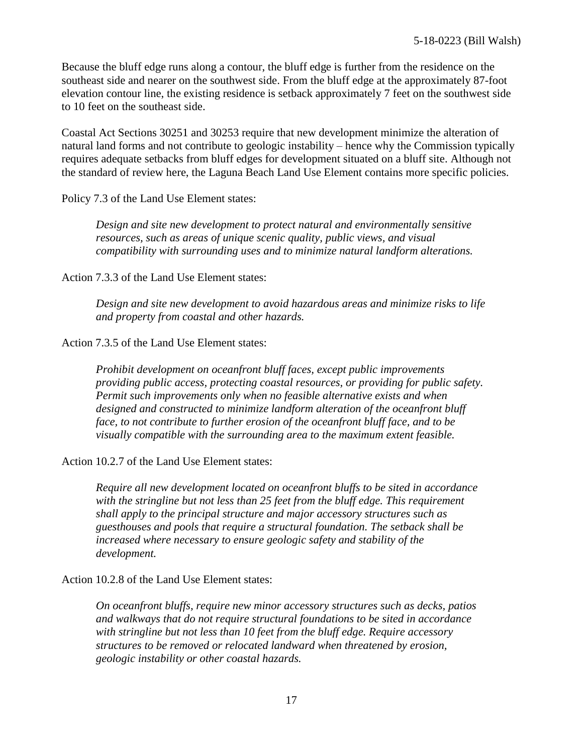Because the bluff edge runs along a contour, the bluff edge is further from the residence on the southeast side and nearer on the southwest side. From the bluff edge at the approximately 87-foot elevation contour line, the existing residence is setback approximately 7 feet on the southwest side to 10 feet on the southeast side.

Coastal Act Sections 30251 and 30253 require that new development minimize the alteration of natural land forms and not contribute to geologic instability – hence why the Commission typically requires adequate setbacks from bluff edges for development situated on a bluff site. Although not the standard of review here, the Laguna Beach Land Use Element contains more specific policies.

Policy 7.3 of the Land Use Element states:

> *Design and site new development to protect natural and environmentally sensitive resources, such as areas of unique scenic quality, public views, and visual compatibility with surrounding uses and to minimize natural landform alterations.*

Action 7.3.3 of the Land Use Element states:

> *Design and site new development to avoid hazardous areas and minimize risks to life and property from coastal and other hazards.*

Action 7.3.5 of the Land Use Element states:

> *Prohibit development on oceanfront bluff faces, except public improvements providing public access, protecting coastal resources, or providing for public safety. Permit such improvements only when no feasible alternative exists and when designed and constructed to minimize landform alteration of the oceanfront bluff face, to not contribute to further erosion of the oceanfront bluff face, and to be visually compatible with the surrounding area to the maximum extent feasible.*

Action 10.2.7 of the Land Use Element states:

> *Require all new development located on oceanfront bluffs to be sited in accordance with the stringline but not less than 25 feet from the bluff edge. This requirement shall apply to the principal structure and major accessory structures such as guesthouses and pools that require a structural foundation. The setback shall be increased where necessary to ensure geologic safety and stability of the development.*

Action 10.2.8 of the Land Use Element states:

> *On oceanfront bluffs, require new minor accessory structures such as decks, patios and walkways that do not require structural foundations to be sited in accordance with stringline but not less than 10 feet from the bluff edge. Require accessory structures to be removed or relocated landward when threatened by erosion, geologic instability or other coastal hazards.*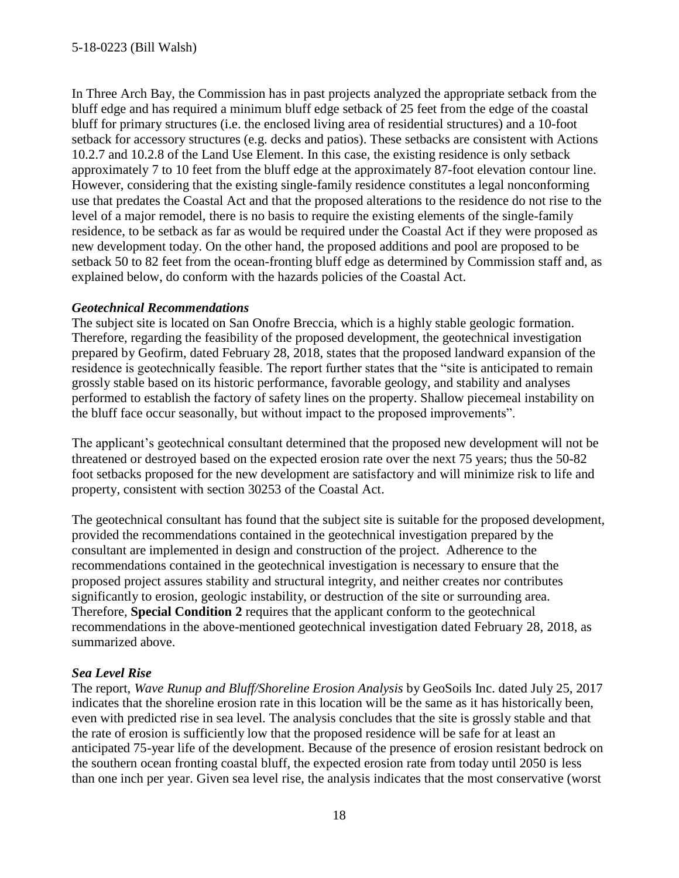In Three Arch Bay, the Commission has in past projects analyzed the appropriate setback from the bluff edge and has required a minimum bluff edge setback of 25 feet from the edge of the coastal bluff for primary structures (i.e. the enclosed living area of residential structures) and a 10-foot setback for accessory structures (e.g. decks and patios). These setbacks are consistent with Actions 10.2.7 and 10.2.8 of the Land Use Element. In this case, the existing residence is only setback approximately 7 to 10 feet from the bluff edge at the approximately 87-foot elevation contour line. However, considering that the existing single-family residence constitutes a legal nonconforming use that predates the Coastal Act and that the proposed alterations to the residence do not rise to the level of a major remodel, there is no basis to require the existing elements of the single-family residence, to be setback as far as would be required under the Coastal Act if they were proposed as new development today. On the other hand, the proposed additions and pool are proposed to be setback 50 to 82 feet from the ocean-fronting bluff edge as determined by Commission staff and, as explained below, do conform with the hazards policies of the Coastal Act.

***Geotechnical Recommendations***

The subject site is located on San Onofre Breccia, which is a highly stable geologic formation. Therefore, regarding the feasibility of the proposed development, the geotechnical investigation prepared by Geofirm, dated February 28, 2018, states that the proposed landward expansion of the residence is geotechnically feasible. The report further states that the "site is anticipated to remain grossly stable based on its historic performance, favorable geology, and stability and analyses performed to establish the factory of safety lines on the property. Shallow piecemeal instability on the bluff face occur seasonally, but without impact to the proposed improvements".

The applicant's geotechnical consultant determined that the proposed new development will not be threatened or destroyed based on the expected erosion rate over the next 75 years; thus the 50-82 foot setbacks proposed for the new development are satisfactory and will minimize risk to life and property, consistent with section 30253 of the Coastal Act.

The geotechnical consultant has found that the subject site is suitable for the proposed development, provided the recommendations contained in the geotechnical investigation prepared by the consultant are implemented in design and construction of the project. Adherence to the recommendations contained in the geotechnical investigation is necessary to ensure that the proposed project assures stability and structural integrity, and neither creates nor contributes significantly to erosion, geologic instability, or destruction of the site or surrounding area. Therefore, **Special Condition 2** requires that the applicant conform to the geotechnical recommendations in the above-mentioned geotechnical investigation dated February 28, 2018, as summarized above.

***Sea Level Rise***

The report, *Wave Runup and Bluff/Shoreline Erosion Analysis* by GeoSoils Inc. dated July 25, 2017 indicates that the shoreline erosion rate in this location will be the same as it has historically been, even with predicted rise in sea level. The analysis concludes that the site is grossly stable and that the rate of erosion is sufficiently low that the proposed residence will be safe for at least an anticipated 75-year life of the development. Because of the presence of erosion resistant bedrock on the southern ocean fronting coastal bluff, the expected erosion rate from today until 2050 is less than one inch per year. Given sea level rise, the analysis indicates that the most conservative (worst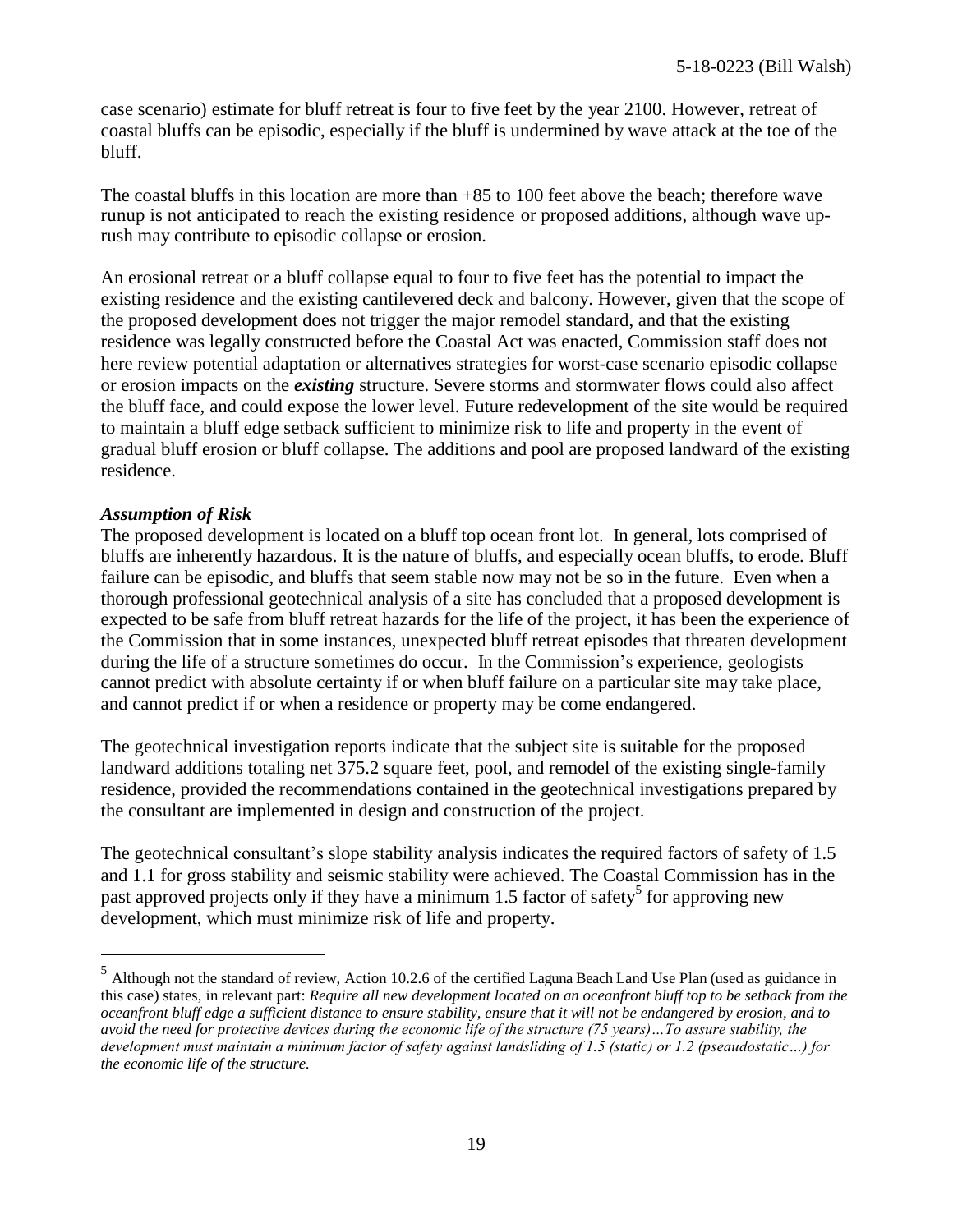case scenario) estimate for bluff retreat is four to five feet by the year 2100. However, retreat of coastal bluffs can be episodic, especially if the bluff is undermined by wave attack at the toe of the bluff.

The coastal bluffs in this location are more than +85 to 100 feet above the beach; therefore wave runup is not anticipated to reach the existing residence or proposed additions, although wave up-rush may contribute to episodic collapse or erosion.

An erosional retreat or a bluff collapse equal to four to five feet has the potential to impact the existing residence and the existing cantilevered deck and balcony. However, given that the scope of the proposed development does not trigger the major remodel standard, and that the existing residence was legally constructed before the Coastal Act was enacted, Commission staff does not here review potential adaptation or alternatives strategies for worst-case scenario episodic collapse or erosion impacts on the ***existing*** structure. Severe storms and stormwater flows could also affect the bluff face, and could expose the lower level. Future redevelopment of the site would be required to maintain a bluff edge setback sufficient to minimize risk to life and property in the event of gradual bluff erosion or bluff collapse. The additions and pool are proposed landward of the existing residence.

### *Assumption of Risk*

The proposed development is located on a bluff top ocean front lot. In general, lots comprised of bluffs are inherently hazardous. It is the nature of bluffs, and especially ocean bluffs, to erode. Bluff failure can be episodic, and bluffs that seem stable now may not be so in the future. Even when a thorough professional geotechnical analysis of a site has concluded that a proposed development is expected to be safe from bluff retreat hazards for the life of the project, it has been the experience of the Commission that in some instances, unexpected bluff retreat episodes that threaten development during the life of a structure sometimes do occur. In the Commission's experience, geologists cannot predict with absolute certainty if or when bluff failure on a particular site may take place, and cannot predict if or when a residence or property may be come endangered.

The geotechnical investigation reports indicate that the subject site is suitable for the proposed landward additions totaling net 375.2 square feet, pool, and remodel of the existing single-family residence, provided the recommendations contained in the geotechnical investigations prepared by the consultant are implemented in design and construction of the project.

The geotechnical consultant's slope stability analysis indicates the required factors of safety of 1.5 and 1.1 for gross stability and seismic stability were achieved. The Coastal Commission has in the past approved projects only if they have a minimum 1.5 factor of safety[5] for approving new development, which must minimize risk of life and property.

---

[5] Although not the standard of review, Action 10.2.6 of the certified Laguna Beach Land Use Plan (used as guidance in this case) states, in relevant part: *Require all new development located on an oceanfront bluff top to be setback from the oceanfront bluff edge a sufficient distance to ensure stability, ensure that it will not be endangered by erosion, and to avoid the need for protective devices during the economic life of the structure (75 years)…To assure stability, the development must maintain a minimum factor of safety against landsliding of 1.5 (static) or 1.2 (pseaudostatic…) for the economic life of the structure.*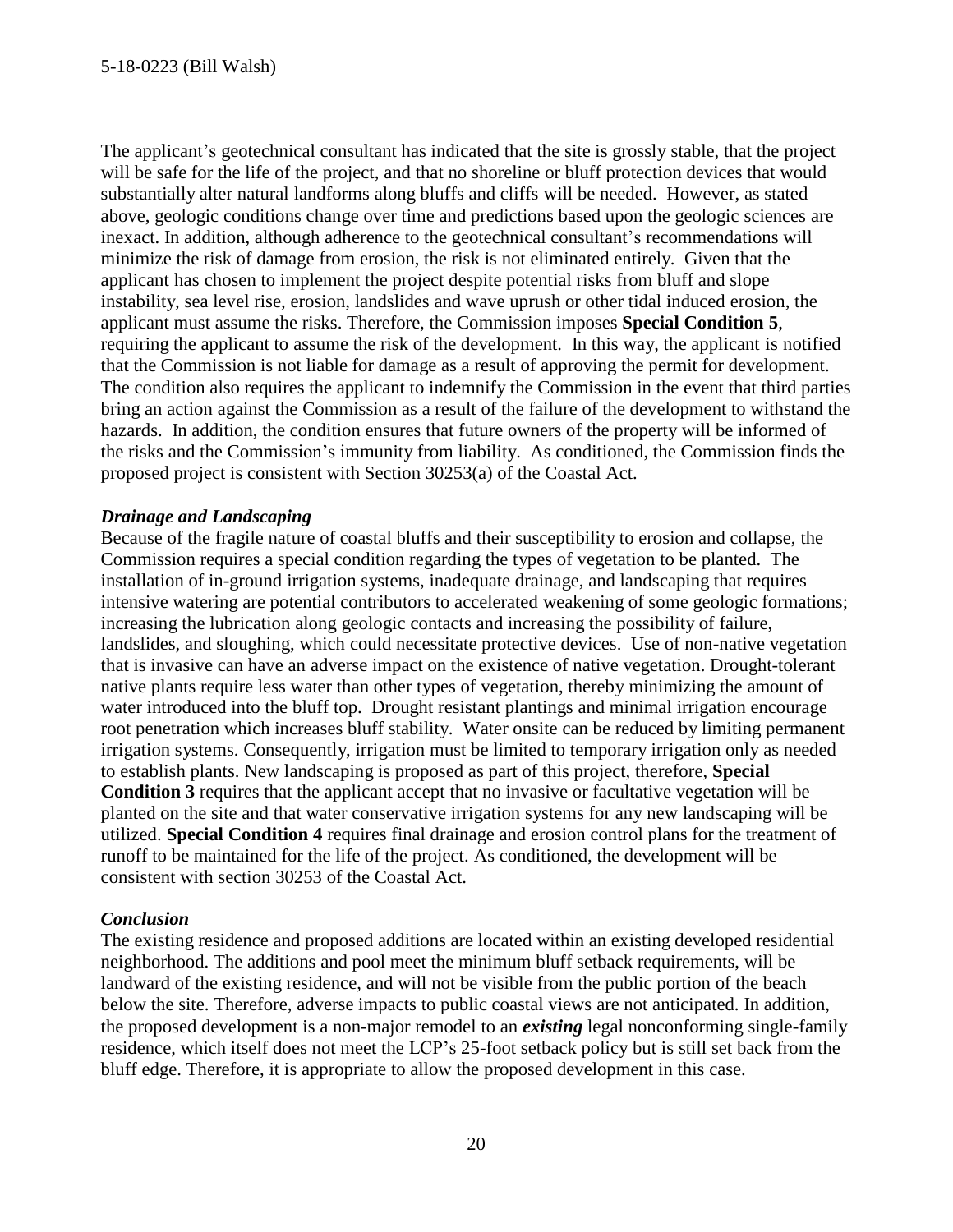The applicant's geotechnical consultant has indicated that the site is grossly stable, that the project will be safe for the life of the project, and that no shoreline or bluff protection devices that would substantially alter natural landforms along bluffs and cliffs will be needed. However, as stated above, geologic conditions change over time and predictions based upon the geologic sciences are inexact. In addition, although adherence to the geotechnical consultant's recommendations will minimize the risk of damage from erosion, the risk is not eliminated entirely. Given that the applicant has chosen to implement the project despite potential risks from bluff and slope instability, sea level rise, erosion, landslides and wave uprush or other tidal induced erosion, the applicant must assume the risks. Therefore, the Commission imposes **Special Condition 5**, requiring the applicant to assume the risk of the development. In this way, the applicant is notified that the Commission is not liable for damage as a result of approving the permit for development. The condition also requires the applicant to indemnify the Commission in the event that third parties bring an action against the Commission as a result of the failure of the development to withstand the hazards. In addition, the condition ensures that future owners of the property will be informed of the risks and the Commission's immunity from liability. As conditioned, the Commission finds the proposed project is consistent with Section 30253(a) of the Coastal Act.

***Drainage and Landscaping***

Because of the fragile nature of coastal bluffs and their susceptibility to erosion and collapse, the Commission requires a special condition regarding the types of vegetation to be planted. The installation of in-ground irrigation systems, inadequate drainage, and landscaping that requires intensive watering are potential contributors to accelerated weakening of some geologic formations; increasing the lubrication along geologic contacts and increasing the possibility of failure, landslides, and sloughing, which could necessitate protective devices. Use of non-native vegetation that is invasive can have an adverse impact on the existence of native vegetation. Drought-tolerant native plants require less water than other types of vegetation, thereby minimizing the amount of water introduced into the bluff top. Drought resistant plantings and minimal irrigation encourage root penetration which increases bluff stability. Water onsite can be reduced by limiting permanent irrigation systems. Consequently, irrigation must be limited to temporary irrigation only as needed to establish plants. New landscaping is proposed as part of this project, therefore, **Special Condition 3** requires that the applicant accept that no invasive or facultative vegetation will be planted on the site and that water conservative irrigation systems for any new landscaping will be utilized. **Special Condition 4** requires final drainage and erosion control plans for the treatment of runoff to be maintained for the life of the project. As conditioned, the development will be consistent with section 30253 of the Coastal Act.

***Conclusion***

The existing residence and proposed additions are located within an existing developed residential neighborhood. The additions and pool meet the minimum bluff setback requirements, will be landward of the existing residence, and will not be visible from the public portion of the beach below the site. Therefore, adverse impacts to public coastal views are not anticipated. In addition, the proposed development is a non-major remodel to an ***existing*** legal nonconforming single-family residence, which itself does not meet the LCP's 25-foot setback policy but is still set back from the bluff edge. Therefore, it is appropriate to allow the proposed development in this case.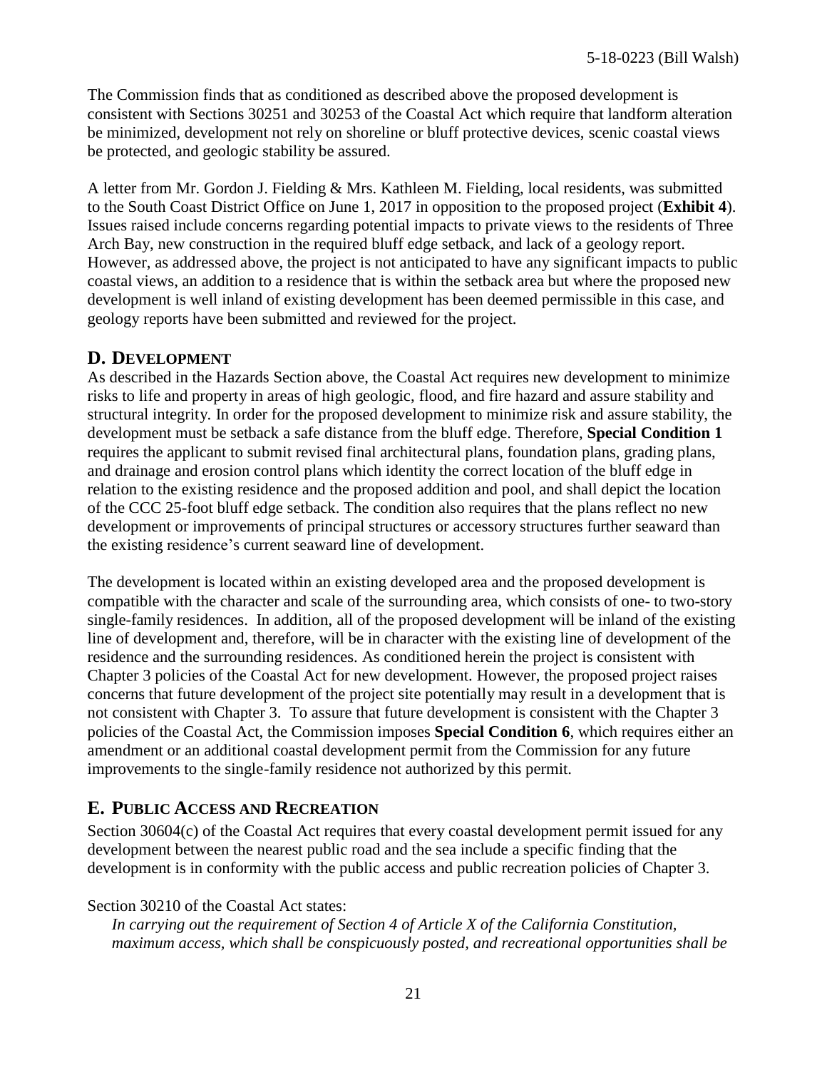The Commission finds that as conditioned as described above the proposed development is consistent with Sections 30251 and 30253 of the Coastal Act which require that landform alteration be minimized, development not rely on shoreline or bluff protective devices, scenic coastal views be protected, and geologic stability be assured.

A letter from Mr. Gordon J. Fielding & Mrs. Kathleen M. Fielding, local residents, was submitted to the South Coast District Office on June 1, 2017 in opposition to the proposed project (**Exhibit 4**). Issues raised include concerns regarding potential impacts to private views to the residents of Three Arch Bay, new construction in the required bluff edge setback, and lack of a geology report. However, as addressed above, the project is not anticipated to have any significant impacts to public coastal views, an addition to a residence that is within the setback area but where the proposed new development is well inland of existing development has been deemed permissible in this case, and geology reports have been submitted and reviewed for the project.

## D. DEVELOPMENT

As described in the Hazards Section above, the Coastal Act requires new development to minimize risks to life and property in areas of high geologic, flood, and fire hazard and assure stability and structural integrity. In order for the proposed development to minimize risk and assure stability, the development must be setback a safe distance from the bluff edge. Therefore, **Special Condition 1** requires the applicant to submit revised final architectural plans, foundation plans, grading plans, and drainage and erosion control plans which identity the correct location of the bluff edge in relation to the existing residence and the proposed addition and pool, and shall depict the location of the CCC 25-foot bluff edge setback. The condition also requires that the plans reflect no new development or improvements of principal structures or accessory structures further seaward than the existing residence's current seaward line of development.

The development is located within an existing developed area and the proposed development is compatible with the character and scale of the surrounding area, which consists of one- to two-story single-family residences. In addition, all of the proposed development will be inland of the existing line of development and, therefore, will be in character with the existing line of development of the residence and the surrounding residences. As conditioned herein the project is consistent with Chapter 3 policies of the Coastal Act for new development. However, the proposed project raises concerns that future development of the project site potentially may result in a development that is not consistent with Chapter 3. To assure that future development is consistent with the Chapter 3 policies of the Coastal Act, the Commission imposes **Special Condition 6**, which requires either an amendment or an additional coastal development permit from the Commission for any future improvements to the single-family residence not authorized by this permit.

## E. PUBLIC ACCESS AND RECREATION

Section 30604(c) of the Coastal Act requires that every coastal development permit issued for any development between the nearest public road and the sea include a specific finding that the development is in conformity with the public access and public recreation policies of Chapter 3.

Section 30210 of the Coastal Act states:

*In carrying out the requirement of Section 4 of Article X of the California Constitution, maximum access, which shall be conspicuously posted, and recreational opportunities shall be*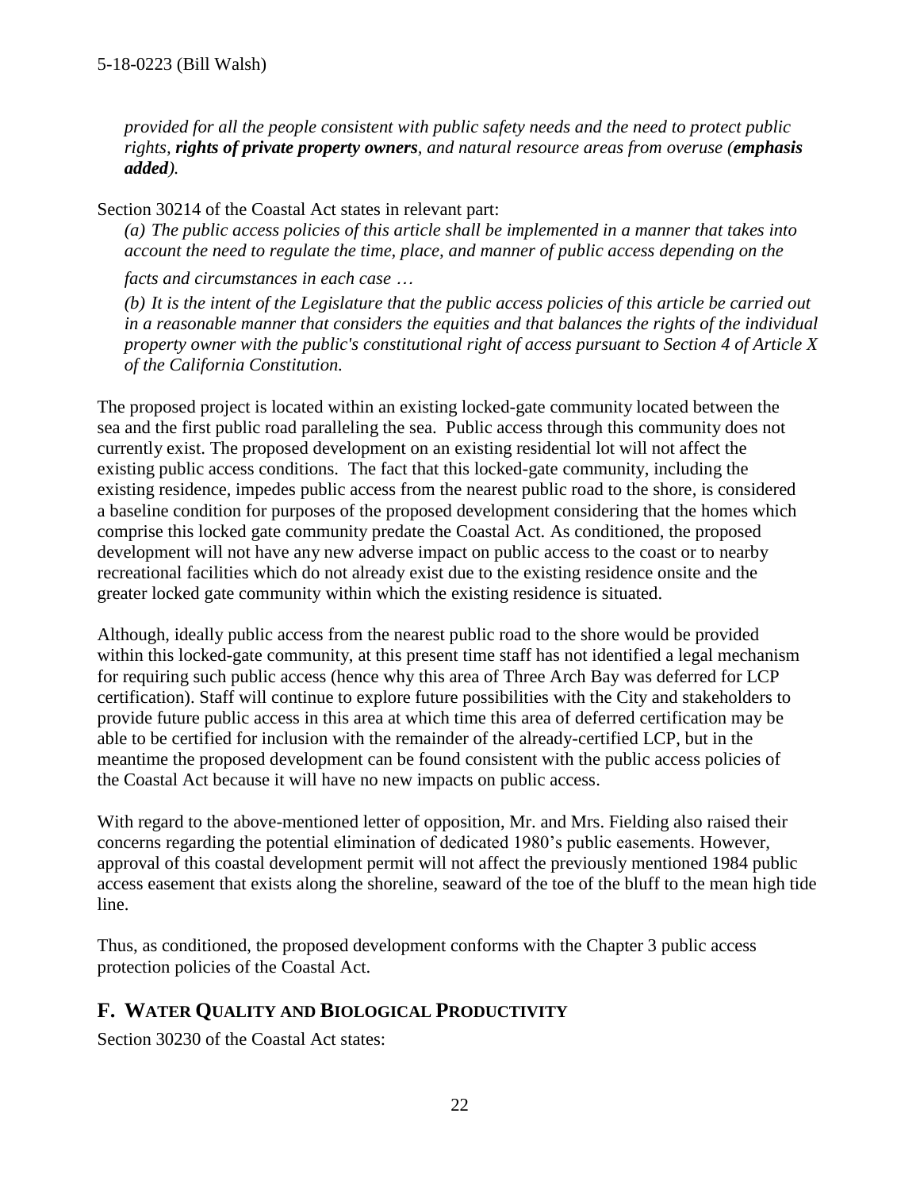*provided for all the people consistent with public safety needs and the need to protect public rights, **rights of private property owners**, and natural resource areas from overuse (**emphasis added**).*

Section 30214 of the Coastal Act states in relevant part:

*(a) The public access policies of this article shall be implemented in a manner that takes into account the need to regulate the time, place, and manner of public access depending on the facts and circumstances in each case …*

*(b) It is the intent of the Legislature that the public access policies of this article be carried out in a reasonable manner that considers the equities and that balances the rights of the individual property owner with the public's constitutional right of access pursuant to Section 4 of Article X of the California Constitution.*

The proposed project is located within an existing locked-gate community located between the sea and the first public road paralleling the sea. Public access through this community does not currently exist. The proposed development on an existing residential lot will not affect the existing public access conditions. The fact that this locked-gate community, including the existing residence, impedes public access from the nearest public road to the shore, is considered a baseline condition for purposes of the proposed development considering that the homes which comprise this locked gate community predate the Coastal Act. As conditioned, the proposed development will not have any new adverse impact on public access to the coast or to nearby recreational facilities which do not already exist due to the existing residence onsite and the greater locked gate community within which the existing residence is situated.

Although, ideally public access from the nearest public road to the shore would be provided within this locked-gate community, at this present time staff has not identified a legal mechanism for requiring such public access (hence why this area of Three Arch Bay was deferred for LCP certification). Staff will continue to explore future possibilities with the City and stakeholders to provide future public access in this area at which time this area of deferred certification may be able to be certified for inclusion with the remainder of the already-certified LCP, but in the meantime the proposed development can be found consistent with the public access policies of the Coastal Act because it will have no new impacts on public access.

With regard to the above-mentioned letter of opposition, Mr. and Mrs. Fielding also raised their concerns regarding the potential elimination of dedicated 1980's public easements. However, approval of this coastal development permit will not affect the previously mentioned 1984 public access easement that exists along the shoreline, seaward of the toe of the bluff to the mean high tide line.

Thus, as conditioned, the proposed development conforms with the Chapter 3 public access protection policies of the Coastal Act.

## F. WATER QUALITY AND BIOLOGICAL PRODUCTIVITY

Section 30230 of the Coastal Act states: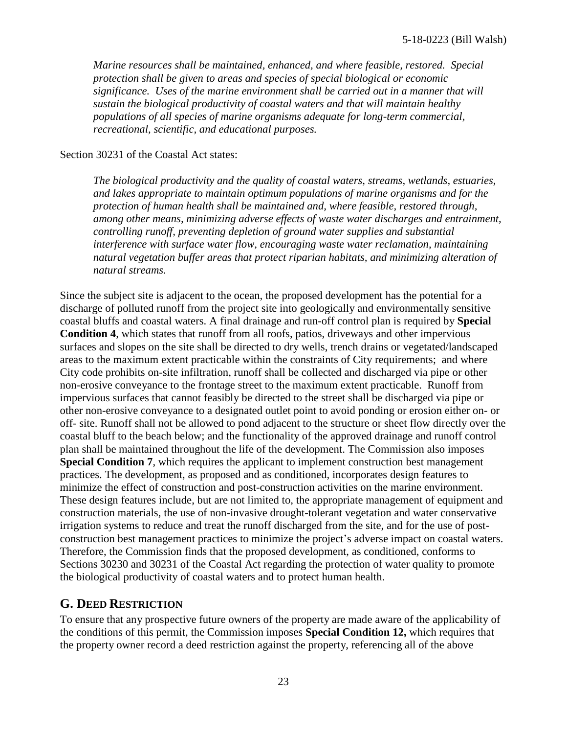*Marine resources shall be maintained, enhanced, and where feasible, restored. Special protection shall be given to areas and species of special biological or economic significance. Uses of the marine environment shall be carried out in a manner that will sustain the biological productivity of coastal waters and that will maintain healthy populations of all species of marine organisms adequate for long-term commercial, recreational, scientific, and educational purposes.*

Section 30231 of the Coastal Act states:

*The biological productivity and the quality of coastal waters, streams, wetlands, estuaries, and lakes appropriate to maintain optimum populations of marine organisms and for the protection of human health shall be maintained and, where feasible, restored through, among other means, minimizing adverse effects of waste water discharges and entrainment, controlling runoff, preventing depletion of ground water supplies and substantial interference with surface water flow, encouraging waste water reclamation, maintaining natural vegetation buffer areas that protect riparian habitats, and minimizing alteration of natural streams.*

Since the subject site is adjacent to the ocean, the proposed development has the potential for a discharge of polluted runoff from the project site into geologically and environmentally sensitive coastal bluffs and coastal waters. A final drainage and run-off control plan is required by **Special Condition 4**, which states that runoff from all roofs, patios, driveways and other impervious surfaces and slopes on the site shall be directed to dry wells, trench drains or vegetated/landscaped areas to the maximum extent practicable within the constraints of City requirements; and where City code prohibits on-site infiltration, runoff shall be collected and discharged via pipe or other non-erosive conveyance to the frontage street to the maximum extent practicable. Runoff from impervious surfaces that cannot feasibly be directed to the street shall be discharged via pipe or other non-erosive conveyance to a designated outlet point to avoid ponding or erosion either on- or off- site. Runoff shall not be allowed to pond adjacent to the structure or sheet flow directly over the coastal bluff to the beach below; and the functionality of the approved drainage and runoff control plan shall be maintained throughout the life of the development. The Commission also imposes **Special Condition 7**, which requires the applicant to implement construction best management practices. The development, as proposed and as conditioned, incorporates design features to minimize the effect of construction and post-construction activities on the marine environment. These design features include, but are not limited to, the appropriate management of equipment and construction materials, the use of non-invasive drought-tolerant vegetation and water conservative irrigation systems to reduce and treat the runoff discharged from the site, and for the use of post-construction best management practices to minimize the project's adverse impact on coastal waters. Therefore, the Commission finds that the proposed development, as conditioned, conforms to Sections 30230 and 30231 of the Coastal Act regarding the protection of water quality to promote the biological productivity of coastal waters and to protect human health.

## G. DEED RESTRICTION

To ensure that any prospective future owners of the property are made aware of the applicability of the conditions of this permit, the Commission imposes **Special Condition 12,** which requires that the property owner record a deed restriction against the property, referencing all of the above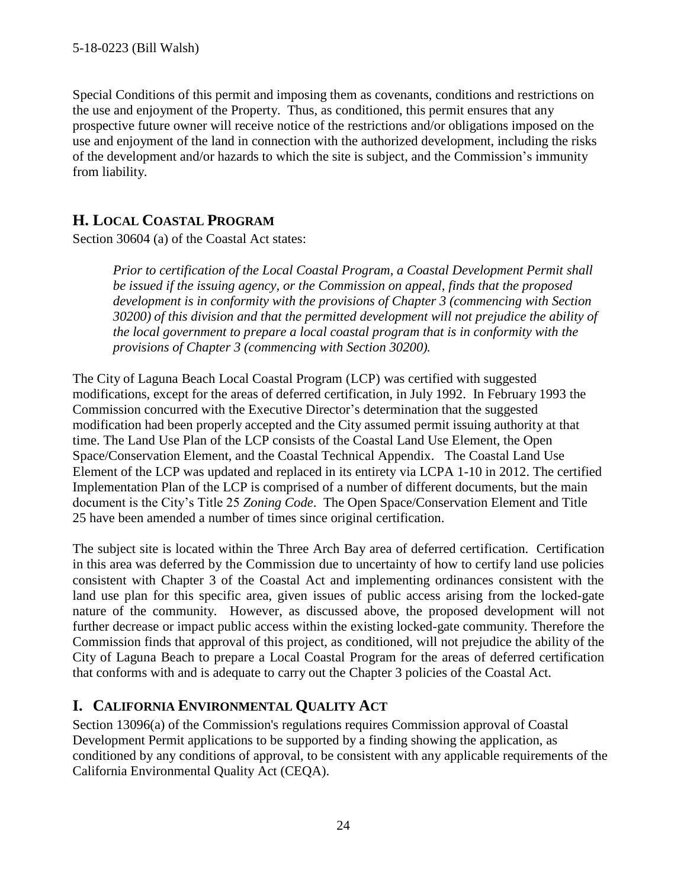Special Conditions of this permit and imposing them as covenants, conditions and restrictions on the use and enjoyment of the Property. Thus, as conditioned, this permit ensures that any prospective future owner will receive notice of the restrictions and/or obligations imposed on the use and enjoyment of the land in connection with the authorized development, including the risks of the development and/or hazards to which the site is subject, and the Commission's immunity from liability.

## H. LOCAL COASTAL PROGRAM

Section 30604 (a) of the Coastal Act states:

> *Prior to certification of the Local Coastal Program, a Coastal Development Permit shall be issued if the issuing agency, or the Commission on appeal, finds that the proposed development is in conformity with the provisions of Chapter 3 (commencing with Section 30200) of this division and that the permitted development will not prejudice the ability of the local government to prepare a local coastal program that is in conformity with the provisions of Chapter 3 (commencing with Section 30200).*

The City of Laguna Beach Local Coastal Program (LCP) was certified with suggested modifications, except for the areas of deferred certification, in July 1992. In February 1993 the Commission concurred with the Executive Director's determination that the suggested modification had been properly accepted and the City assumed permit issuing authority at that time. The Land Use Plan of the LCP consists of the Coastal Land Use Element, the Open Space/Conservation Element, and the Coastal Technical Appendix. The Coastal Land Use Element of the LCP was updated and replaced in its entirety via LCPA 1-10 in 2012. The certified Implementation Plan of the LCP is comprised of a number of different documents, but the main document is the City's Title 25 *Zoning Code*. The Open Space/Conservation Element and Title 25 have been amended a number of times since original certification.

The subject site is located within the Three Arch Bay area of deferred certification. Certification in this area was deferred by the Commission due to uncertainty of how to certify land use policies consistent with Chapter 3 of the Coastal Act and implementing ordinances consistent with the land use plan for this specific area, given issues of public access arising from the locked-gate nature of the community. However, as discussed above, the proposed development will not further decrease or impact public access within the existing locked-gate community. Therefore the Commission finds that approval of this project, as conditioned, will not prejudice the ability of the City of Laguna Beach to prepare a Local Coastal Program for the areas of deferred certification that conforms with and is adequate to carry out the Chapter 3 policies of the Coastal Act.

## I. CALIFORNIA ENVIRONMENTAL QUALITY ACT

Section 13096(a) of the Commission's regulations requires Commission approval of Coastal Development Permit applications to be supported by a finding showing the application, as conditioned by any conditions of approval, to be consistent with any applicable requirements of the California Environmental Quality Act (CEQA).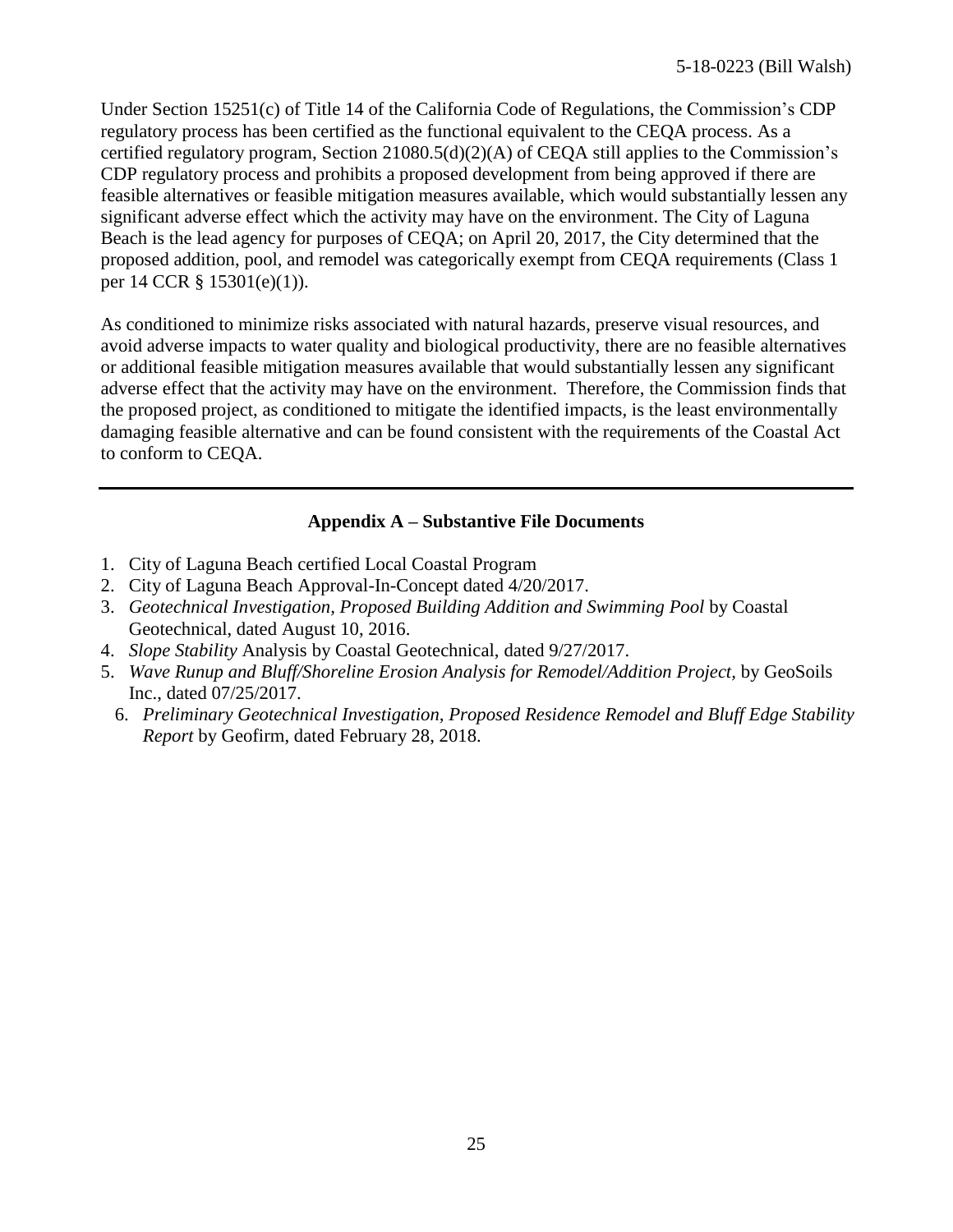Under Section 15251(c) of Title 14 of the California Code of Regulations, the Commission's CDP regulatory process has been certified as the functional equivalent to the CEQA process. As a certified regulatory program, Section 21080.5(d)(2)(A) of CEQA still applies to the Commission's CDP regulatory process and prohibits a proposed development from being approved if there are feasible alternatives or feasible mitigation measures available, which would substantially lessen any significant adverse effect which the activity may have on the environment. The City of Laguna Beach is the lead agency for purposes of CEQA; on April 20, 2017, the City determined that the proposed addition, pool, and remodel was categorically exempt from CEQA requirements (Class 1 per 14 CCR § 15301(e)(1)).

As conditioned to minimize risks associated with natural hazards, preserve visual resources, and avoid adverse impacts to water quality and biological productivity, there are no feasible alternatives or additional feasible mitigation measures available that would substantially lessen any significant adverse effect that the activity may have on the environment. Therefore, the Commission finds that the proposed project, as conditioned to mitigate the identified impacts, is the least environmentally damaging feasible alternative and can be found consistent with the requirements of the Coastal Act to conform to CEQA.

---

## Appendix A – Substantive File Documents

1. City of Laguna Beach certified Local Coastal Program
2. City of Laguna Beach Approval-In-Concept dated 4/20/2017.
3. *Geotechnical Investigation, Proposed Building Addition and Swimming Pool* by Coastal Geotechnical, dated August 10, 2016.
4. *Slope Stability* Analysis by Coastal Geotechnical, dated 9/27/2017.
5. *Wave Runup and Bluff/Shoreline Erosion Analysis for Remodel/Addition Project*, by GeoSoils Inc., dated 07/25/2017.
6. *Preliminary Geotechnical Investigation, Proposed Residence Remodel and Bluff Edge Stability Report* by Geofirm, dated February 28, 2018.